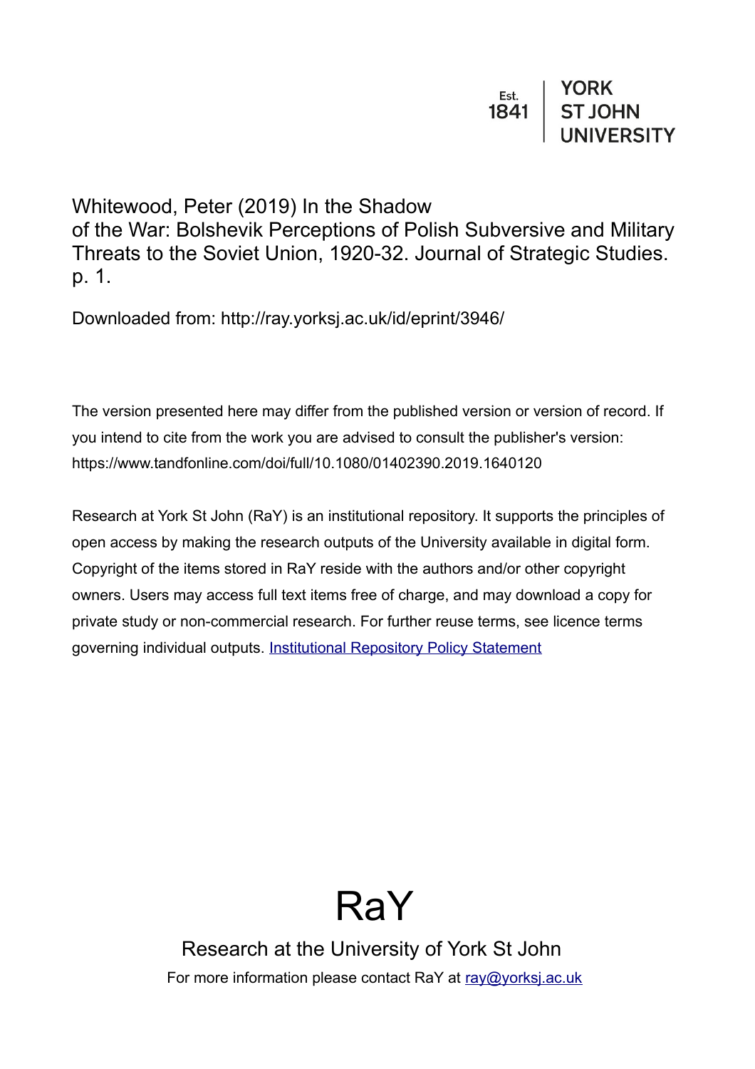Est. 1841 | YORK ST JOHN UNIVERSITY

Whitewood, Peter (2019) In the Shadow of the War: Bolshevik Perceptions of Polish Subversive and Military Threats to the Soviet Union, 1920-32. Journal of Strategic Studies. p. 1.

Downloaded from: http://ray.yorksj.ac.uk/id/eprint/3946/

The version presented here may differ from the published version or version of record. If you intend to cite from the work you are advised to consult the publisher's version: https://www.tandfonline.com/doi/full/10.1080/01402390.2019.1640120

Research at York St John (RaY) is an institutional repository. It supports the principles of open access by making the research outputs of the University available in digital form. Copyright of the items stored in RaY reside with the authors and/or other copyright owners. Users may access full text items free of charge, and may download a copy for private study or non-commercial research. For further reuse terms, see licence terms governing individual outputs. [Institutional Repository Policy Statement]

# RaY

Research at the University of York St John

For more information please contact RaY at ray@yorksj.ac.uk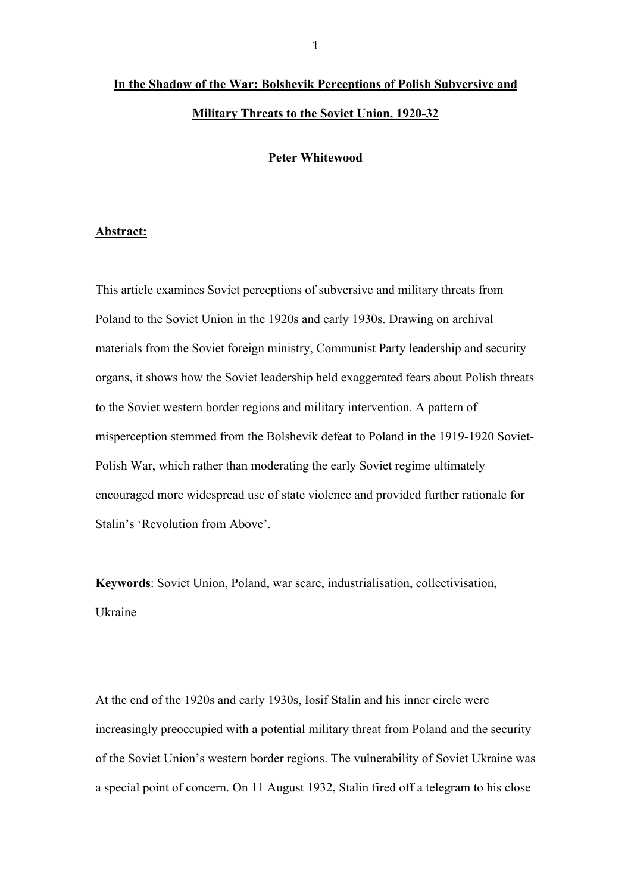# In the Shadow of the War: Bolshevik Perceptions of Polish Subversive and Military Threats to the Soviet Union, 1920-32

**Peter Whitewood**

**Abstract:**

This article examines Soviet perceptions of subversive and military threats from Poland to the Soviet Union in the 1920s and early 1930s. Drawing on archival materials from the Soviet foreign ministry, Communist Party leadership and security organs, it shows how the Soviet leadership held exaggerated fears about Polish threats to the Soviet western border regions and military intervention. A pattern of misperception stemmed from the Bolshevik defeat to Poland in the 1919-1920 Soviet-Polish War, which rather than moderating the early Soviet regime ultimately encouraged more widespread use of state violence and provided further rationale for Stalin's 'Revolution from Above'.

**Keywords**: Soviet Union, Poland, war scare, industrialisation, collectivisation, Ukraine

At the end of the 1920s and early 1930s, Iosif Stalin and his inner circle were increasingly preoccupied with a potential military threat from Poland and the security of the Soviet Union's western border regions. The vulnerability of Soviet Ukraine was a special point of concern. On 11 August 1932, Stalin fired off a telegram to his close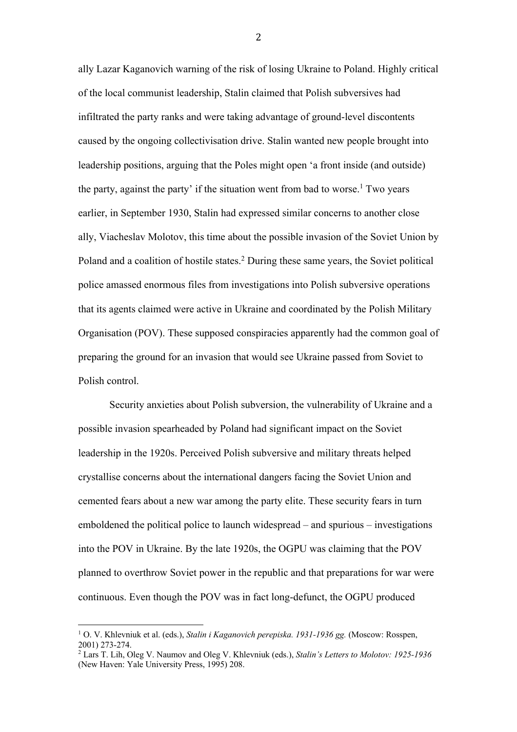ally Lazar Kaganovich warning of the risk of losing Ukraine to Poland. Highly critical of the local communist leadership, Stalin claimed that Polish subversives had infiltrated the party ranks and were taking advantage of ground-level discontents caused by the ongoing collectivisation drive. Stalin wanted new people brought into leadership positions, arguing that the Poles might open 'a front inside (and outside) the party, against the party' if the situation went from bad to worse.[1] Two years earlier, in September 1930, Stalin had expressed similar concerns to another close ally, Viacheslav Molotov, this time about the possible invasion of the Soviet Union by Poland and a coalition of hostile states.[2] During these same years, the Soviet political police amassed enormous files from investigations into Polish subversive operations that its agents claimed were active in Ukraine and coordinated by the Polish Military Organisation (POV). These supposed conspiracies apparently had the common goal of preparing the ground for an invasion that would see Ukraine passed from Soviet to Polish control.

Security anxieties about Polish subversion, the vulnerability of Ukraine and a possible invasion spearheaded by Poland had significant impact on the Soviet leadership in the 1920s. Perceived Polish subversive and military threats helped crystallise concerns about the international dangers facing the Soviet Union and cemented fears about a new war among the party elite. These security fears in turn emboldened the political police to launch widespread – and spurious – investigations into the POV in Ukraine. By the late 1920s, the OGPU was claiming that the POV planned to overthrow Soviet power in the republic and that preparations for war were continuous. Even though the POV was in fact long-defunct, the OGPU produced

---

[1] O. V. Khlevniuk et al. (eds.), *Stalin i Kaganovich perepiska. 1931-1936 gg.* (Moscow: Rosspen, 2001) 273-274.

[2] Lars T. Lih, Oleg V. Naumov and Oleg V. Khlevniuk (eds.), *Stalin's Letters to Molotov: 1925-1936* (New Haven: Yale University Press, 1995) 208.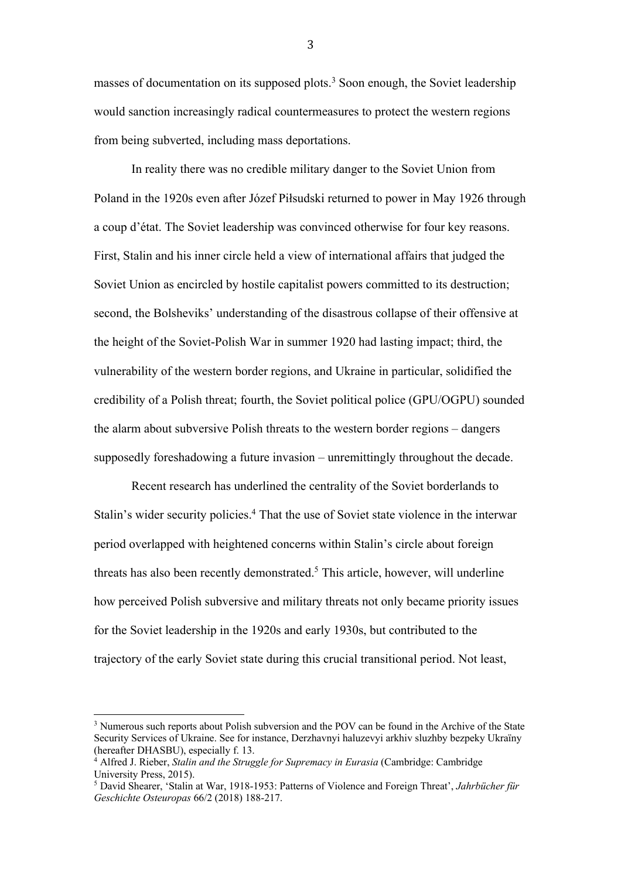masses of documentation on its supposed plots.[3] Soon enough, the Soviet leadership would sanction increasingly radical countermeasures to protect the western regions from being subverted, including mass deportations.

In reality there was no credible military danger to the Soviet Union from Poland in the 1920s even after Józef Piłsudski returned to power in May 1926 through a coup d'état. The Soviet leadership was convinced otherwise for four key reasons. First, Stalin and his inner circle held a view of international affairs that judged the Soviet Union as encircled by hostile capitalist powers committed to its destruction; second, the Bolsheviks' understanding of the disastrous collapse of their offensive at the height of the Soviet-Polish War in summer 1920 had lasting impact; third, the vulnerability of the western border regions, and Ukraine in particular, solidified the credibility of a Polish threat; fourth, the Soviet political police (GPU/OGPU) sounded the alarm about subversive Polish threats to the western border regions – dangers supposedly foreshadowing a future invasion – unremittingly throughout the decade.

Recent research has underlined the centrality of the Soviet borderlands to Stalin's wider security policies.[4] That the use of Soviet state violence in the interwar period overlapped with heightened concerns within Stalin's circle about foreign threats has also been recently demonstrated.[5] This article, however, will underline how perceived Polish subversive and military threats not only became priority issues for the Soviet leadership in the 1920s and early 1930s, but contributed to the trajectory of the early Soviet state during this crucial transitional period. Not least,

---

[3] Numerous such reports about Polish subversion and the POV can be found in the Archive of the State Security Services of Ukraine. See for instance, Derzhavnyi haluzevyi arkhiv sluzhby bezpeky Ukraïny (hereafter DHASBU), especially f. 13.

[4] Alfred J. Rieber, *Stalin and the Struggle for Supremacy in Eurasia* (Cambridge: Cambridge University Press, 2015).

[5] David Shearer, 'Stalin at War, 1918-1953: Patterns of Violence and Foreign Threat', *Jahrbücher für Geschichte Osteuropas* 66/2 (2018) 188-217.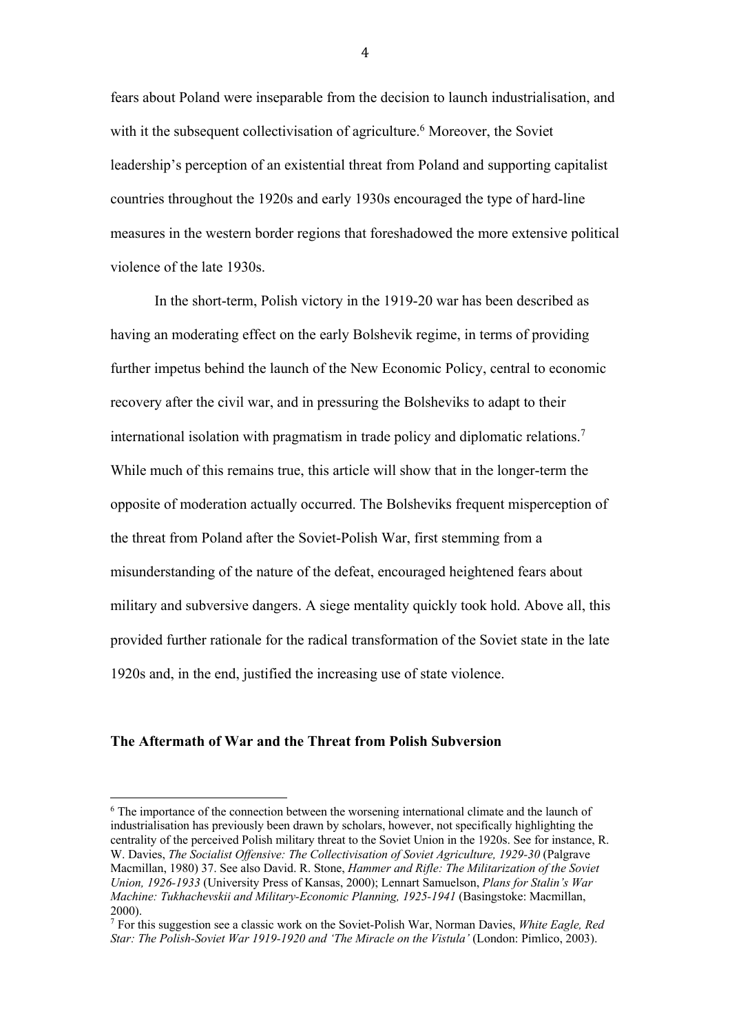fears about Poland were inseparable from the decision to launch industrialisation, and with it the subsequent collectivisation of agriculture.[6] Moreover, the Soviet leadership's perception of an existential threat from Poland and supporting capitalist countries throughout the 1920s and early 1930s encouraged the type of hard-line measures in the western border regions that foreshadowed the more extensive political violence of the late 1930s.

In the short-term, Polish victory in the 1919-20 war has been described as having an moderating effect on the early Bolshevik regime, in terms of providing further impetus behind the launch of the New Economic Policy, central to economic recovery after the civil war, and in pressuring the Bolsheviks to adapt to their international isolation with pragmatism in trade policy and diplomatic relations.[7] While much of this remains true, this article will show that in the longer-term the opposite of moderation actually occurred. The Bolsheviks frequent misperception of the threat from Poland after the Soviet-Polish War, first stemming from a misunderstanding of the nature of the defeat, encouraged heightened fears about military and subversive dangers. A siege mentality quickly took hold. Above all, this provided further rationale for the radical transformation of the Soviet state in the late 1920s and, in the end, justified the increasing use of state violence.

**The Aftermath of War and the Threat from Polish Subversion**

---

[6] The importance of the connection between the worsening international climate and the launch of industrialisation has previously been drawn by scholars, however, not specifically highlighting the centrality of the perceived Polish military threat to the Soviet Union in the 1920s. See for instance, R. W. Davies, *The Socialist Offensive: The Collectivisation of Soviet Agriculture, 1929-30* (Palgrave Macmillan, 1980) 37. See also David. R. Stone, *Hammer and Rifle: The Militarization of the Soviet Union, 1926-1933* (University Press of Kansas, 2000); Lennart Samuelson, *Plans for Stalin's War Machine: Tukhachevskii and Military-Economic Planning, 1925-1941* (Basingstoke: Macmillan, 2000).

[7] For this suggestion see a classic work on the Soviet-Polish War, Norman Davies, *White Eagle, Red Star: The Polish-Soviet War 1919-1920 and 'The Miracle on the Vistula'* (London: Pimlico, 2003).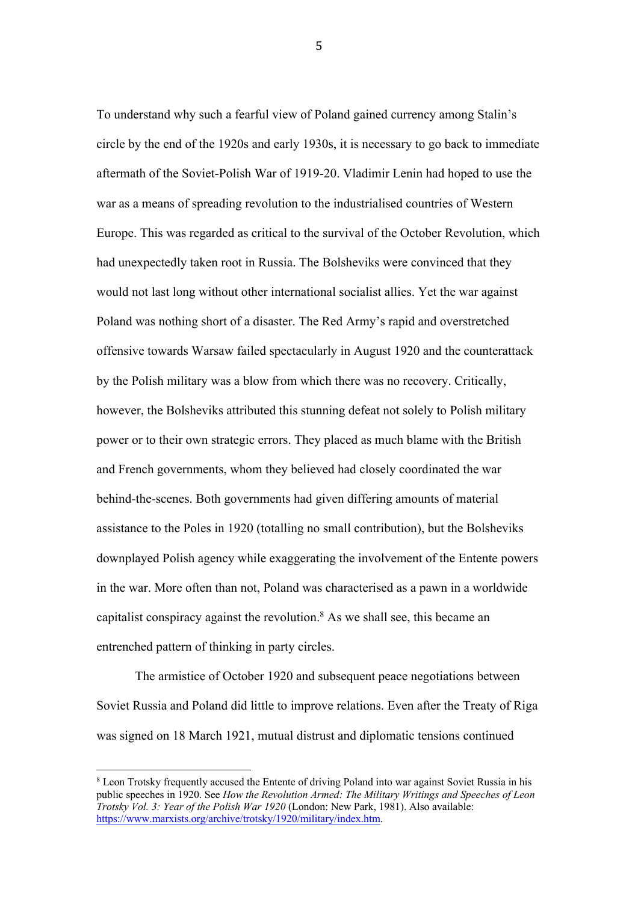To understand why such a fearful view of Poland gained currency among Stalin's circle by the end of the 1920s and early 1930s, it is necessary to go back to immediate aftermath of the Soviet-Polish War of 1919-20. Vladimir Lenin had hoped to use the war as a means of spreading revolution to the industrialised countries of Western Europe. This was regarded as critical to the survival of the October Revolution, which had unexpectedly taken root in Russia. The Bolsheviks were convinced that they would not last long without other international socialist allies. Yet the war against Poland was nothing short of a disaster. The Red Army's rapid and overstretched offensive towards Warsaw failed spectacularly in August 1920 and the counterattack by the Polish military was a blow from which there was no recovery. Critically, however, the Bolsheviks attributed this stunning defeat not solely to Polish military power or to their own strategic errors. They placed as much blame with the British and French governments, whom they believed had closely coordinated the war behind-the-scenes. Both governments had given differing amounts of material assistance to the Poles in 1920 (totalling no small contribution), but the Bolsheviks downplayed Polish agency while exaggerating the involvement of the Entente powers in the war. More often than not, Poland was characterised as a pawn in a worldwide capitalist conspiracy against the revolution.[8] As we shall see, this became an entrenched pattern of thinking in party circles.

The armistice of October 1920 and subsequent peace negotiations between Soviet Russia and Poland did little to improve relations. Even after the Treaty of Riga was signed on 18 March 1921, mutual distrust and diplomatic tensions continued

[8] Leon Trotsky frequently accused the Entente of driving Poland into war against Soviet Russia in his public speeches in 1920. See *How the Revolution Armed: The Military Writings and Speeches of Leon Trotsky Vol. 3: Year of the Polish War 1920* (London: New Park, 1981). Also available: https://www.marxists.org/archive/trotsky/1920/military/index.htm.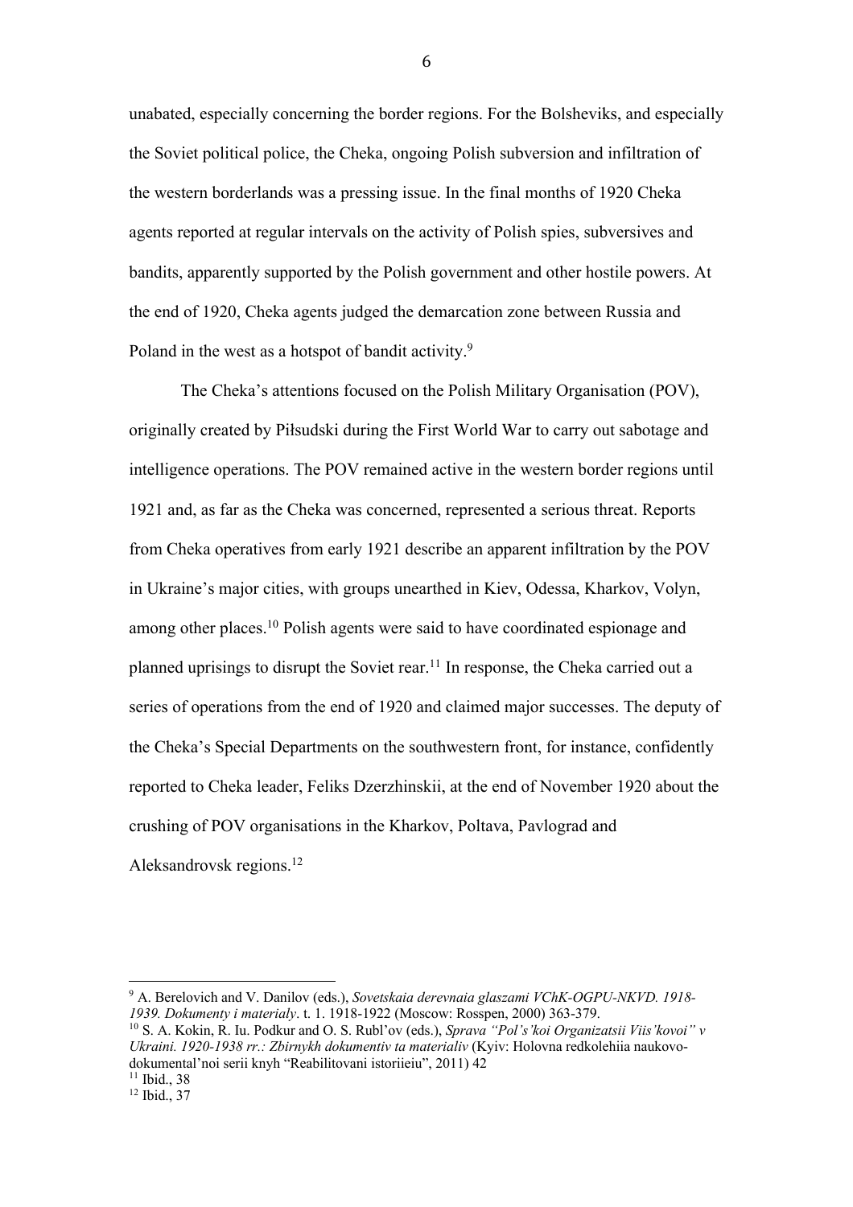unabated, especially concerning the border regions. For the Bolsheviks, and especially the Soviet political police, the Cheka, ongoing Polish subversion and infiltration of the western borderlands was a pressing issue. In the final months of 1920 Cheka agents reported at regular intervals on the activity of Polish spies, subversives and bandits, apparently supported by the Polish government and other hostile powers. At the end of 1920, Cheka agents judged the demarcation zone between Russia and Poland in the west as a hotspot of bandit activity.[9]

The Cheka's attentions focused on the Polish Military Organisation (POV), originally created by Piłsudski during the First World War to carry out sabotage and intelligence operations. The POV remained active in the western border regions until 1921 and, as far as the Cheka was concerned, represented a serious threat. Reports from Cheka operatives from early 1921 describe an apparent infiltration by the POV in Ukraine's major cities, with groups unearthed in Kiev, Odessa, Kharkov, Volyn, among other places.[10] Polish agents were said to have coordinated espionage and planned uprisings to disrupt the Soviet rear.[11] In response, the Cheka carried out a series of operations from the end of 1920 and claimed major successes. The deputy of the Cheka's Special Departments on the southwestern front, for instance, confidently reported to Cheka leader, Feliks Dzerzhinskii, at the end of November 1920 about the crushing of POV organisations in the Kharkov, Poltava, Pavlograd and Aleksandrovsk regions.[12]

---

[9] A. Berelovich and V. Danilov (eds.), *Sovetskaia derevnaia glaszami VChK-OGPU-NKVD. 1918-1939. Dokumenty i materialy*. t. 1. 1918-1922 (Moscow: Rosspen, 2000) 363-379.

[10] S. A. Kokin, R. Iu. Podkur and O. S. Rubl'ov (eds.), *Sprava "Pol's'koi Organizatsii Viis'kovoi" v Ukraini. 1920-1938 rr.: Zbirnykh dokumentiv ta materialiv* (Kyiv: Holovna redkolehiia naukovo-dokumental'noi serii knyh "Reabilitovani istoriieiu", 2011) 42

[11] Ibid., 38

[12] Ibid., 37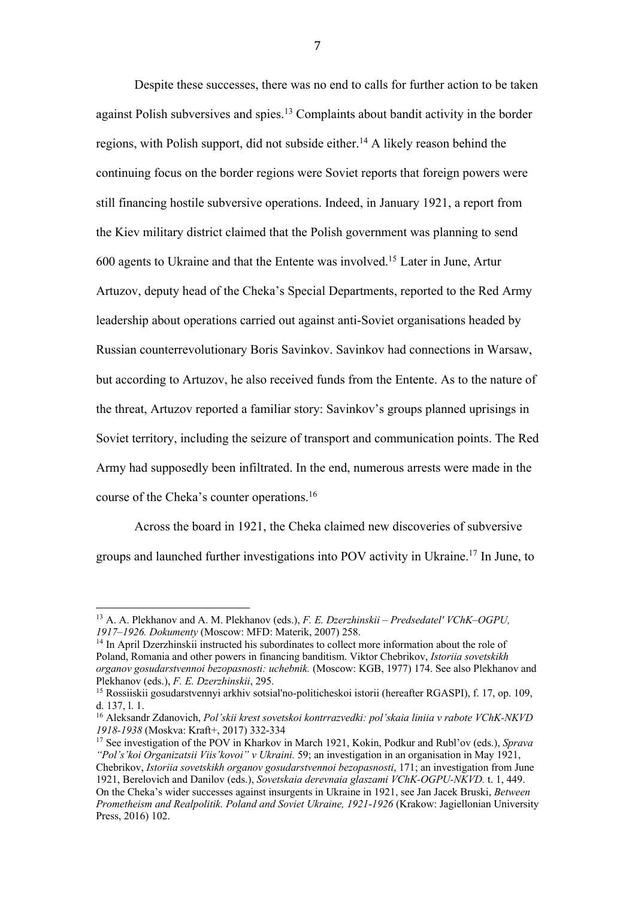Despite these successes, there was no end to calls for further action to be taken against Polish subversives and spies.[13] Complaints about bandit activity in the border regions, with Polish support, did not subside either.[14] A likely reason behind the continuing focus on the border regions were Soviet reports that foreign powers were still financing hostile subversive operations. Indeed, in January 1921, a report from the Kiev military district claimed that the Polish government was planning to send 600 agents to Ukraine and that the Entente was involved.[15] Later in June, Artur Artuzov, deputy head of the Cheka's Special Departments, reported to the Red Army leadership about operations carried out against anti-Soviet organisations headed by Russian counterrevolutionary Boris Savinkov. Savinkov had connections in Warsaw, but according to Artuzov, he also received funds from the Entente. As to the nature of the threat, Artuzov reported a familiar story: Savinkov's groups planned uprisings in Soviet territory, including the seizure of transport and communication points. The Red Army had supposedly been infiltrated. In the end, numerous arrests were made in the course of the Cheka's counter operations.[16]

Across the board in 1921, the Cheka claimed new discoveries of subversive groups and launched further investigations into POV activity in Ukraine.[17] In June, to

---

[13] A. A. Plekhanov and A. M. Plekhanov (eds.), *F. E. Dzerzhinskii – Predsedatel' VChK–OGPU, 1917–1926. Dokumenty* (Moscow: MFD: Materik, 2007) 258.

[14] In April Dzerzhinskii instructed his subordinates to collect more information about the role of Poland, Romania and other powers in financing banditism. Viktor Chebrikov, *Istoriia sovetskikh organov gosudarstvennoi bezopasnosti: uchebnik.* (Moscow: KGB, 1977) 174. See also Plekhanov and Plekhanov (eds.), *F. E. Dzerzhinskii*, 295.

[15] Rossiiskii gosudarstvennyi arkhiv sotsial'no-politicheskoi istorii (hereafter RGASPI), f. 17, op. 109, d. 137, l. 1.

[16] Aleksandr Zdanovich, *Pol'skii krest sovetskoi kontrrazvedki: pol'skaia liniia v rabote VChK-NKVD 1918-1938* (Moskva: Kraft+, 2017) 332-334

[17] See investigation of the POV in Kharkov in March 1921, Kokin, Podkur and Rubl'ov (eds.), *Sprava "Pol's'koi Organizatsii Viis'kovoi" v Ukraini.* 59; an investigation in an organisation in May 1921, Chebrikov, *Istoriia sovetskikh organov gosudarstvennoi bezopasnosti*, 171; an investigation from June 1921, Berelovich and Danilov (eds.), *Sovetskaia derevnaia glaszami VChK-OGPU-NKVD.* t. 1, 449. On the Cheka's wider successes against insurgents in Ukraine in 1921, see Jan Jacek Bruski, *Between Prometheism and Realpolitik. Poland and Soviet Ukraine, 1921-1926* (Krakow: Jagiellonian University Press, 2016) 102.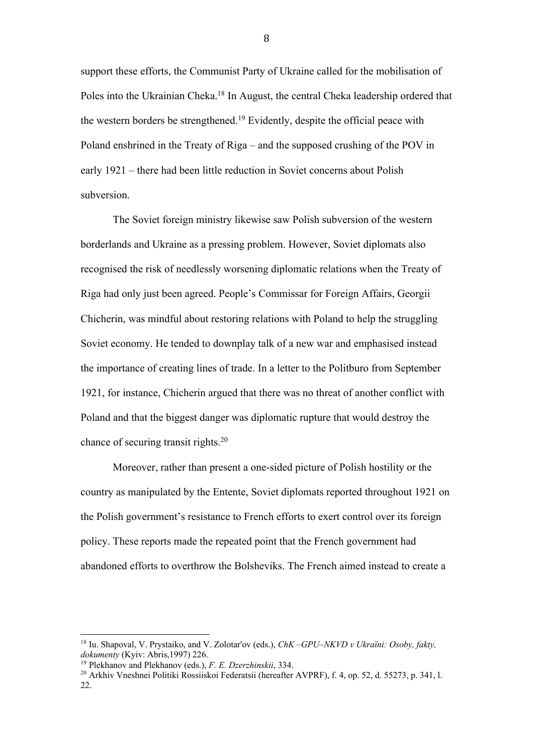support these efforts, the Communist Party of Ukraine called for the mobilisation of Poles into the Ukrainian Cheka.[18] In August, the central Cheka leadership ordered that the western borders be strengthened.[19] Evidently, despite the official peace with Poland enshrined in the Treaty of Riga – and the supposed crushing of the POV in early 1921 – there had been little reduction in Soviet concerns about Polish subversion.

The Soviet foreign ministry likewise saw Polish subversion of the western borderlands and Ukraine as a pressing problem. However, Soviet diplomats also recognised the risk of needlessly worsening diplomatic relations when the Treaty of Riga had only just been agreed. People's Commissar for Foreign Affairs, Georgii Chicherin, was mindful about restoring relations with Poland to help the struggling Soviet economy. He tended to downplay talk of a new war and emphasised instead the importance of creating lines of trade. In a letter to the Politburo from September 1921, for instance, Chicherin argued that there was no threat of another conflict with Poland and that the biggest danger was diplomatic rupture that would destroy the chance of securing transit rights.[20]

Moreover, rather than present a one-sided picture of Polish hostility or the country as manipulated by the Entente, Soviet diplomats reported throughout 1921 on the Polish government's resistance to French efforts to exert control over its foreign policy. These reports made the repeated point that the French government had abandoned efforts to overthrow the Bolsheviks. The French aimed instead to create a

---

[18] Iu. Shapoval, V. Prystaiko, and V. Zolotar'ov (eds.), *ChK –GPU–NKVD v Ukraïni: Osoby, fakty, dokumenty* (Kyiv: Abris,1997) 226.

[19] Plekhanov and Plekhanov (eds.), *F. E. Dzerzhinskii*, 334.

[20] Arkhiv Vneshnei Politiki Rossiiskoi Federatsii (hereafter AVPRF), f. 4, op. 52, d. 55273, p. 341, l. 22.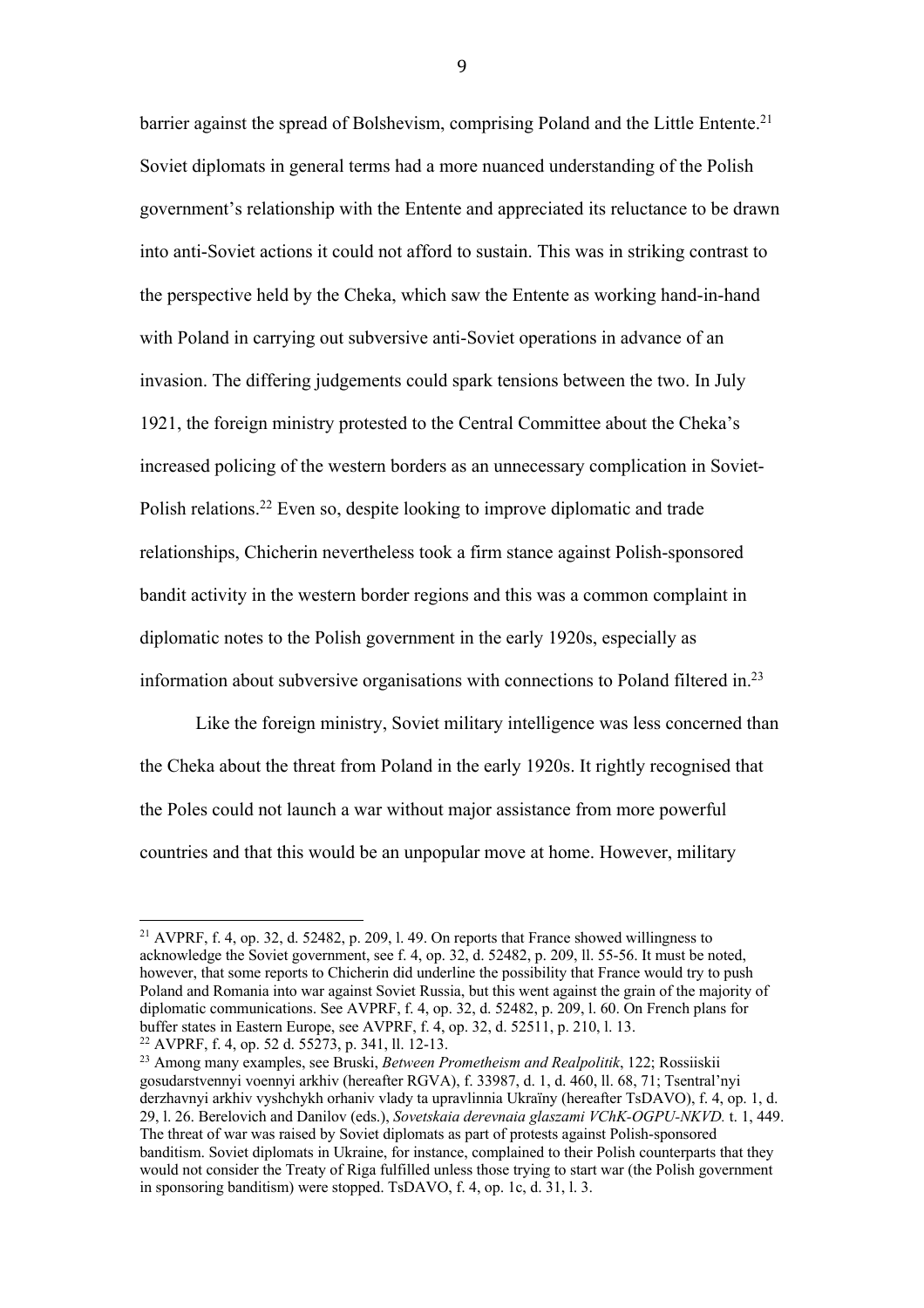barrier against the spread of Bolshevism, comprising Poland and the Little Entente.[21] Soviet diplomats in general terms had a more nuanced understanding of the Polish government's relationship with the Entente and appreciated its reluctance to be drawn into anti-Soviet actions it could not afford to sustain. This was in striking contrast to the perspective held by the Cheka, which saw the Entente as working hand-in-hand with Poland in carrying out subversive anti-Soviet operations in advance of an invasion. The differing judgements could spark tensions between the two. In July 1921, the foreign ministry protested to the Central Committee about the Cheka's increased policing of the western borders as an unnecessary complication in Soviet-Polish relations.[22] Even so, despite looking to improve diplomatic and trade relationships, Chicherin nevertheless took a firm stance against Polish-sponsored bandit activity in the western border regions and this was a common complaint in diplomatic notes to the Polish government in the early 1920s, especially as information about subversive organisations with connections to Poland filtered in.[23]

Like the foreign ministry, Soviet military intelligence was less concerned than the Cheka about the threat from Poland in the early 1920s. It rightly recognised that the Poles could not launch a war without major assistance from more powerful countries and that this would be an unpopular move at home. However, military

---

[21] AVPRF, f. 4, op. 32, d. 52482, p. 209, l. 49. On reports that France showed willingness to acknowledge the Soviet government, see f. 4, op. 32, d. 52482, p. 209, ll. 55-56. It must be noted, however, that some reports to Chicherin did underline the possibility that France would try to push Poland and Romania into war against Soviet Russia, but this went against the grain of the majority of diplomatic communications. See AVPRF, f. 4, op. 32, d. 52482, p. 209, l. 60. On French plans for buffer states in Eastern Europe, see AVPRF, f. 4, op. 32, d. 52511, p. 210, l. 13.

[22] AVPRF, f. 4, op. 52 d. 55273, p. 341, ll. 12-13.

[23] Among many examples, see Bruski, *Between Prometheism and Realpolitik*, 122; Rossiiskii gosudarstvennyi voennyi arkhiv (hereafter RGVA), f. 33987, d. 1, d. 460, ll. 68, 71; Tsentral'nyi derzhavnyi arkhiv vyshchykh orhaniv vlady ta upravlinnia Ukraïny (hereafter TsDAVO), f. 4, op. 1, d. 29, l. 26. Berelovich and Danilov (eds.), *Sovetskaia derevnaia glaszami VChK-OGPU-NKVD.* t. 1, 449. The threat of war was raised by Soviet diplomats as part of protests against Polish-sponsored banditism. Soviet diplomats in Ukraine, for instance, complained to their Polish counterparts that they would not consider the Treaty of Riga fulfilled unless those trying to start war (the Polish government in sponsoring banditism) were stopped. TsDAVO, f. 4, op. 1c, d. 31, l. 3.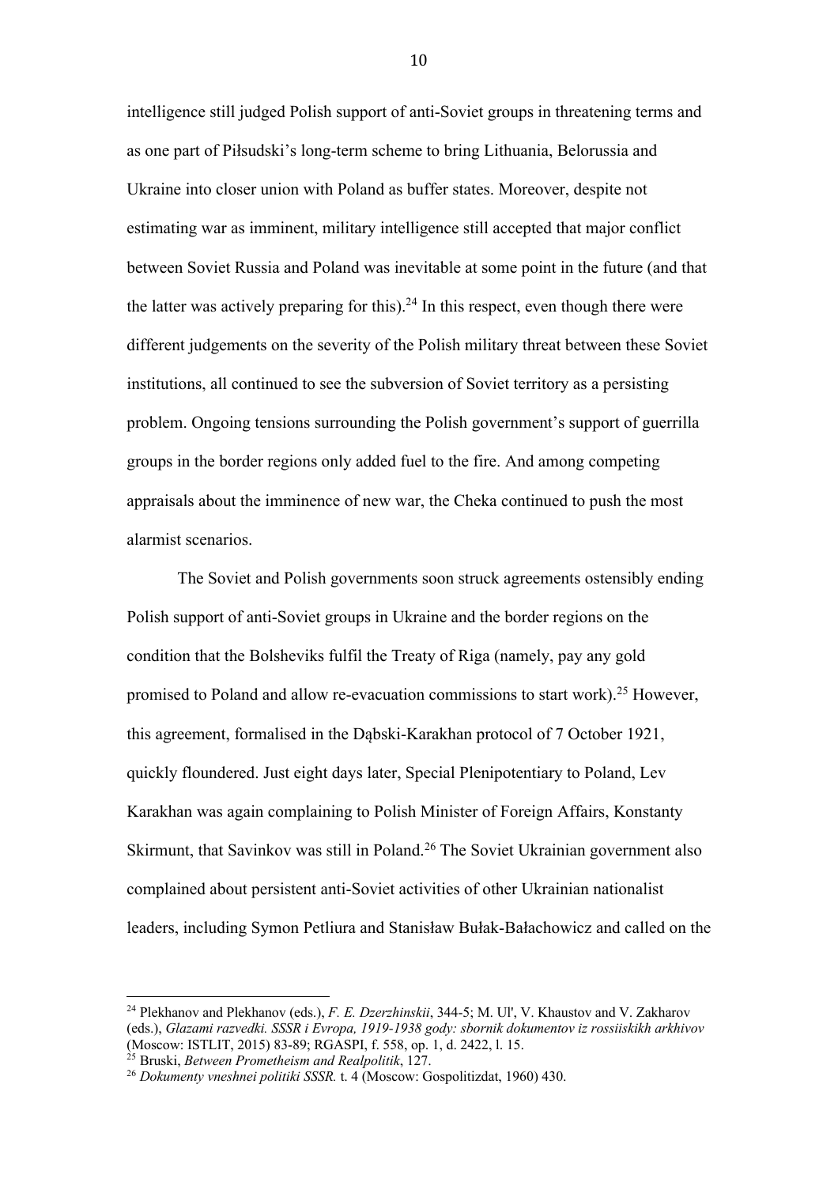intelligence still judged Polish support of anti-Soviet groups in threatening terms and as one part of Piłsudski's long-term scheme to bring Lithuania, Belorussia and Ukraine into closer union with Poland as buffer states. Moreover, despite not estimating war as imminent, military intelligence still accepted that major conflict between Soviet Russia and Poland was inevitable at some point in the future (and that the latter was actively preparing for this).[24] In this respect, even though there were different judgements on the severity of the Polish military threat between these Soviet institutions, all continued to see the subversion of Soviet territory as a persisting problem. Ongoing tensions surrounding the Polish government's support of guerrilla groups in the border regions only added fuel to the fire. And among competing appraisals about the imminence of new war, the Cheka continued to push the most alarmist scenarios.

The Soviet and Polish governments soon struck agreements ostensibly ending Polish support of anti-Soviet groups in Ukraine and the border regions on the condition that the Bolsheviks fulfil the Treaty of Riga (namely, pay any gold promised to Poland and allow re-evacuation commissions to start work).[25] However, this agreement, formalised in the Dąbski-Karakhan protocol of 7 October 1921, quickly floundered. Just eight days later, Special Plenipotentiary to Poland, Lev Karakhan was again complaining to Polish Minister of Foreign Affairs, Konstanty Skirmunt, that Savinkov was still in Poland.[26] The Soviet Ukrainian government also complained about persistent anti-Soviet activities of other Ukrainian nationalist leaders, including Symon Petliura and Stanisław Bułak-Bałachowicz and called on the

---

[24] Plekhanov and Plekhanov (eds.), *F. E. Dzerzhinskii*, 344-5; M. Ul', V. Khaustov and V. Zakharov (eds.), *Glazami razvedki. SSSR i Evropa, 1919-1938 gody: sbornik dokumentov iz rossiiskikh arkhivov* (Moscow: ISTLIT, 2015) 83-89; RGASPI, f. 558, op. 1, d. 2422, l. 15.

[25] Bruski, *Between Prometheism and Realpolitik*, 127.

[26] *Dokumenty vneshnei politiki SSSR.* t. 4 (Moscow: Gospolitizdat, 1960) 430.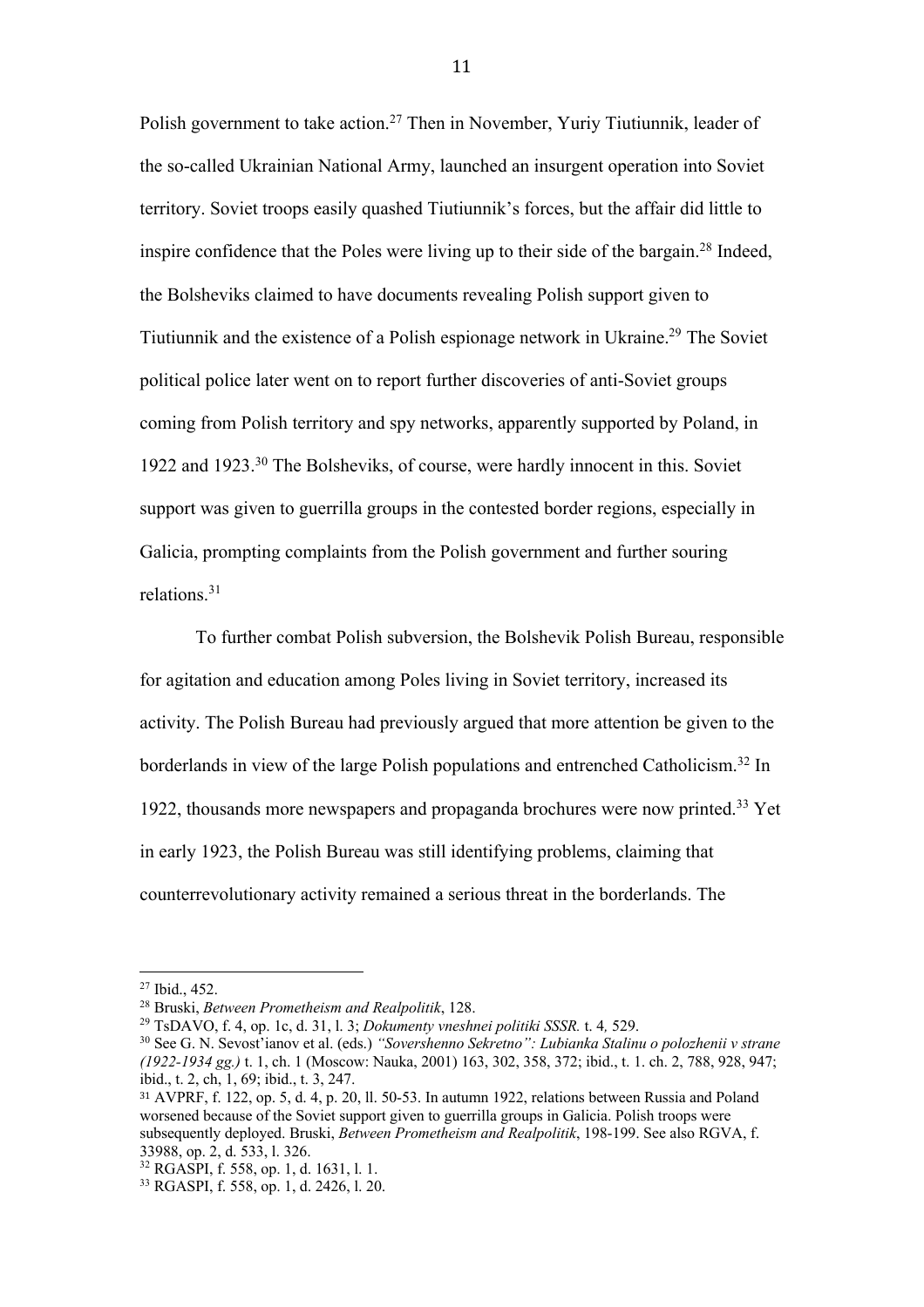Polish government to take action.[27] Then in November, Yuriy Tiutiunnik, leader of the so-called Ukrainian National Army, launched an insurgent operation into Soviet territory. Soviet troops easily quashed Tiutiunnik's forces, but the affair did little to inspire confidence that the Poles were living up to their side of the bargain.[28] Indeed, the Bolsheviks claimed to have documents revealing Polish support given to Tiutiunnik and the existence of a Polish espionage network in Ukraine.[29] The Soviet political police later went on to report further discoveries of anti-Soviet groups coming from Polish territory and spy networks, apparently supported by Poland, in 1922 and 1923.[30] The Bolsheviks, of course, were hardly innocent in this. Soviet support was given to guerrilla groups in the contested border regions, especially in Galicia, prompting complaints from the Polish government and further souring relations.[31]

To further combat Polish subversion, the Bolshevik Polish Bureau, responsible for agitation and education among Poles living in Soviet territory, increased its activity. The Polish Bureau had previously argued that more attention be given to the borderlands in view of the large Polish populations and entrenched Catholicism.[32] In 1922, thousands more newspapers and propaganda brochures were now printed.[33] Yet in early 1923, the Polish Bureau was still identifying problems, claiming that counterrevolutionary activity remained a serious threat in the borderlands. The

---

[27] Ibid., 452.

[28] Bruski, *Between Prometheism and Realpolitik*, 128.

[29] TsDAVO, f. 4, op. 1c, d. 31, l. 3; *Dokumenty vneshnei politiki SSSR.* t. 4*,* 529.

[30] See G. N. Sevost'ianov et al. (eds.) *"Sovershenno Sekretno": Lubianka Stalinu o polozhenii v strane (1922-1934 gg.)* t. 1, ch. 1 (Moscow: Nauka, 2001) 163, 302, 358, 372; ibid., t. 1. ch. 2, 788, 928, 947; ibid., t. 2, ch, 1, 69; ibid., t. 3, 247.

[31] AVPRF, f. 122, op. 5, d. 4, p. 20, ll. 50-53. In autumn 1922, relations between Russia and Poland worsened because of the Soviet support given to guerrilla groups in Galicia. Polish troops were subsequently deployed. Bruski, *Between Prometheism and Realpolitik*, 198-199. See also RGVA, f. 33988, op. 2, d. 533, l. 326.

[32] RGASPI, f. 558, op. 1, d. 1631, l. 1.

[33] RGASPI, f. 558, op. 1, d. 2426, l. 20.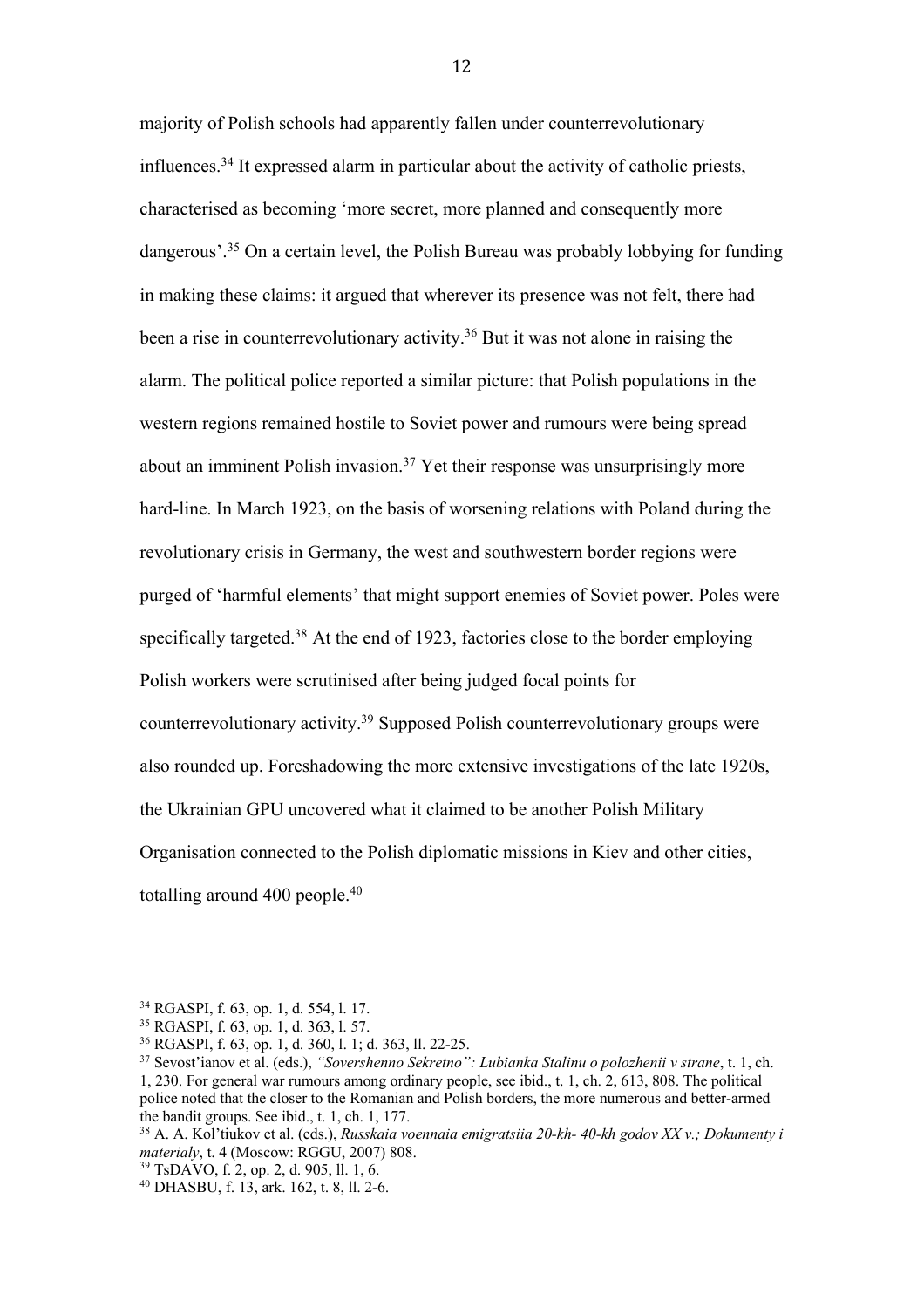majority of Polish schools had apparently fallen under counterrevolutionary influences.[34] It expressed alarm in particular about the activity of catholic priests, characterised as becoming 'more secret, more planned and consequently more dangerous'.[35] On a certain level, the Polish Bureau was probably lobbying for funding in making these claims: it argued that wherever its presence was not felt, there had been a rise in counterrevolutionary activity.[36] But it was not alone in raising the alarm. The political police reported a similar picture: that Polish populations in the western regions remained hostile to Soviet power and rumours were being spread about an imminent Polish invasion.[37] Yet their response was unsurprisingly more hard-line. In March 1923, on the basis of worsening relations with Poland during the revolutionary crisis in Germany, the west and southwestern border regions were purged of 'harmful elements' that might support enemies of Soviet power. Poles were specifically targeted.[38] At the end of 1923, factories close to the border employing Polish workers were scrutinised after being judged focal points for counterrevolutionary activity.[39] Supposed Polish counterrevolutionary groups were also rounded up. Foreshadowing the more extensive investigations of the late 1920s, the Ukrainian GPU uncovered what it claimed to be another Polish Military Organisation connected to the Polish diplomatic missions in Kiev and other cities, totalling around 400 people.[40]

---

[34] RGASPI, f. 63, op. 1, d. 554, l. 17.

[35] RGASPI, f. 63, op. 1, d. 363, l. 57.

[36] RGASPI, f. 63, op. 1, d. 360, l. 1; d. 363, ll. 22-25.

[37] Sevost'ianov et al. (eds.), *"Sovershenno Sekretno": Lubianka Stalinu o polozhenii v strane*, t. 1, ch. 1, 230. For general war rumours among ordinary people, see ibid., t. 1, ch. 2, 613, 808. The political police noted that the closer to the Romanian and Polish borders, the more numerous and better-armed the bandit groups. See ibid., t. 1, ch. 1, 177.

[38] A. A. Kol'tiukov et al. (eds.), *Russkaia voennaia emigratsiia 20-kh- 40-kh godov XX v.; Dokumenty i materialy*, t. 4 (Moscow: RGGU, 2007) 808.

[39] TsDAVO, f. 2, op. 2, d. 905, ll. 1, 6.

[40] DHASBU, f. 13, ark. 162, t. 8, ll. 2-6.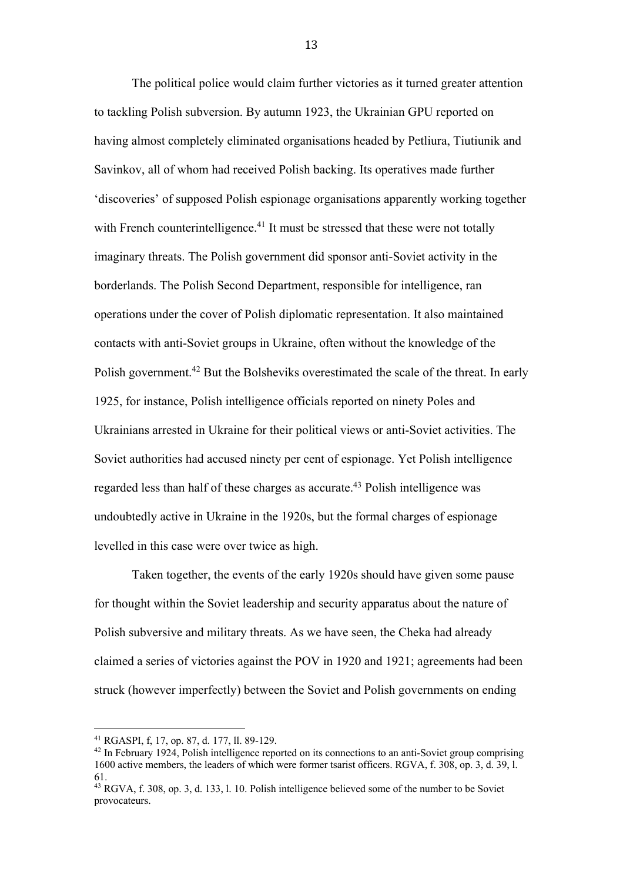The political police would claim further victories as it turned greater attention to tackling Polish subversion. By autumn 1923, the Ukrainian GPU reported on having almost completely eliminated organisations headed by Petliura, Tiutiunik and Savinkov, all of whom had received Polish backing. Its operatives made further 'discoveries' of supposed Polish espionage organisations apparently working together with French counterintelligence.[41] It must be stressed that these were not totally imaginary threats. The Polish government did sponsor anti-Soviet activity in the borderlands. The Polish Second Department, responsible for intelligence, ran operations under the cover of Polish diplomatic representation. It also maintained contacts with anti-Soviet groups in Ukraine, often without the knowledge of the Polish government.[42] But the Bolsheviks overestimated the scale of the threat. In early 1925, for instance, Polish intelligence officials reported on ninety Poles and Ukrainians arrested in Ukraine for their political views or anti-Soviet activities. The Soviet authorities had accused ninety per cent of espionage. Yet Polish intelligence regarded less than half of these charges as accurate.[43] Polish intelligence was undoubtedly active in Ukraine in the 1920s, but the formal charges of espionage levelled in this case were over twice as high.

Taken together, the events of the early 1920s should have given some pause for thought within the Soviet leadership and security apparatus about the nature of Polish subversive and military threats. As we have seen, the Cheka had already claimed a series of victories against the POV in 1920 and 1921; agreements had been struck (however imperfectly) between the Soviet and Polish governments on ending

---

[41] RGASPI, f, 17, op. 87, d. 177, ll. 89-129.

[42] In February 1924, Polish intelligence reported on its connections to an anti-Soviet group comprising 1600 active members, the leaders of which were former tsarist officers. RGVA, f. 308, op. 3, d. 39, l. 61.

[43] RGVA, f. 308, op. 3, d. 133, l. 10. Polish intelligence believed some of the number to be Soviet provocateurs.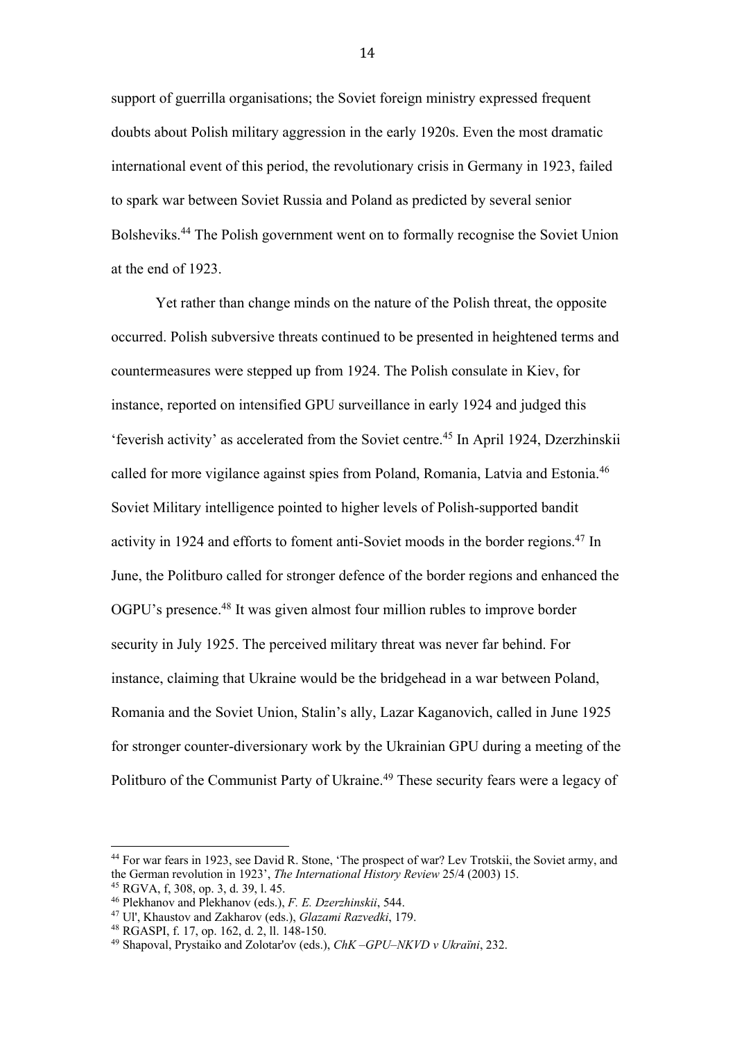support of guerrilla organisations; the Soviet foreign ministry expressed frequent doubts about Polish military aggression in the early 1920s. Even the most dramatic international event of this period, the revolutionary crisis in Germany in 1923, failed to spark war between Soviet Russia and Poland as predicted by several senior Bolsheviks.[44] The Polish government went on to formally recognise the Soviet Union at the end of 1923.

Yet rather than change minds on the nature of the Polish threat, the opposite occurred. Polish subversive threats continued to be presented in heightened terms and countermeasures were stepped up from 1924. The Polish consulate in Kiev, for instance, reported on intensified GPU surveillance in early 1924 and judged this 'feverish activity' as accelerated from the Soviet centre.[45] In April 1924, Dzerzhinskii called for more vigilance against spies from Poland, Romania, Latvia and Estonia.[46] Soviet Military intelligence pointed to higher levels of Polish-supported bandit activity in 1924 and efforts to foment anti-Soviet moods in the border regions.[47] In June, the Politburo called for stronger defence of the border regions and enhanced the OGPU's presence.[48] It was given almost four million rubles to improve border security in July 1925. The perceived military threat was never far behind. For instance, claiming that Ukraine would be the bridgehead in a war between Poland, Romania and the Soviet Union, Stalin's ally, Lazar Kaganovich, called in June 1925 for stronger counter-diversionary work by the Ukrainian GPU during a meeting of the Politburo of the Communist Party of Ukraine.[49] These security fears were a legacy of

---

[44] For war fears in 1923, see David R. Stone, 'The prospect of war? Lev Trotskii, the Soviet army, and the German revolution in 1923', *The International History Review* 25/4 (2003) 15.

[45] RGVA, f, 308, op. 3, d. 39, l. 45.

[46] Plekhanov and Plekhanov (eds.), *F. E. Dzerzhinskii*, 544.

[47] Ul', Khaustov and Zakharov (eds.), *Glazami Razvedki*, 179.

[48] RGASPI, f. 17, op. 162, d. 2, ll. 148-150.

[49] Shapoval, Prystaiko and Zolotar'ov (eds.), *ChK –GPU–NKVD v Ukraïni*, 232.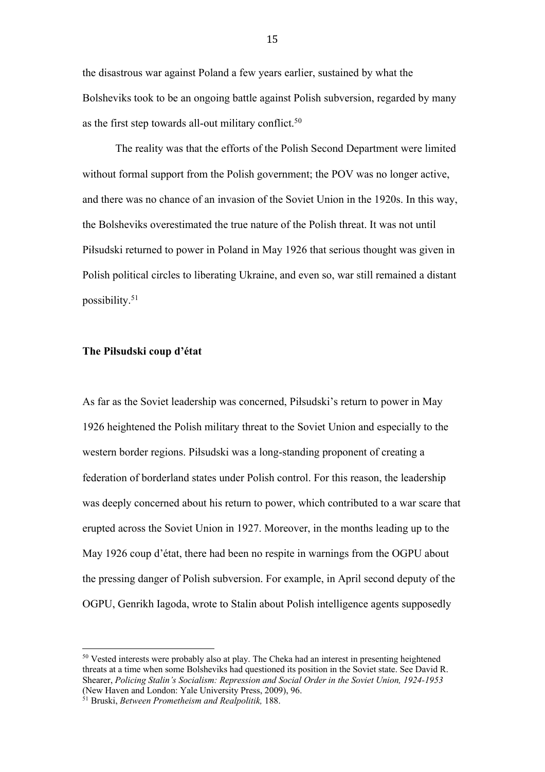the disastrous war against Poland a few years earlier, sustained by what the Bolsheviks took to be an ongoing battle against Polish subversion, regarded by many as the first step towards all-out military conflict.[50]

The reality was that the efforts of the Polish Second Department were limited without formal support from the Polish government; the POV was no longer active, and there was no chance of an invasion of the Soviet Union in the 1920s. In this way, the Bolsheviks overestimated the true nature of the Polish threat. It was not until Piłsudski returned to power in Poland in May 1926 that serious thought was given in Polish political circles to liberating Ukraine, and even so, war still remained a distant possibility.[51]

**The Piłsudski coup d'état**

As far as the Soviet leadership was concerned, Piłsudski's return to power in May 1926 heightened the Polish military threat to the Soviet Union and especially to the western border regions. Piłsudski was a long-standing proponent of creating a federation of borderland states under Polish control. For this reason, the leadership was deeply concerned about his return to power, which contributed to a war scare that erupted across the Soviet Union in 1927. Moreover, in the months leading up to the May 1926 coup d'état, there had been no respite in warnings from the OGPU about the pressing danger of Polish subversion. For example, in April second deputy of the OGPU, Genrikh Iagoda, wrote to Stalin about Polish intelligence agents supposedly

---

[50] Vested interests were probably also at play. The Cheka had an interest in presenting heightened threats at a time when some Bolsheviks had questioned its position in the Soviet state. See David R. Shearer, *Policing Stalin's Socialism: Repression and Social Order in the Soviet Union, 1924-1953* (New Haven and London: Yale University Press, 2009), 96.

[51] Bruski, *Between Prometheism and Realpolitik,* 188.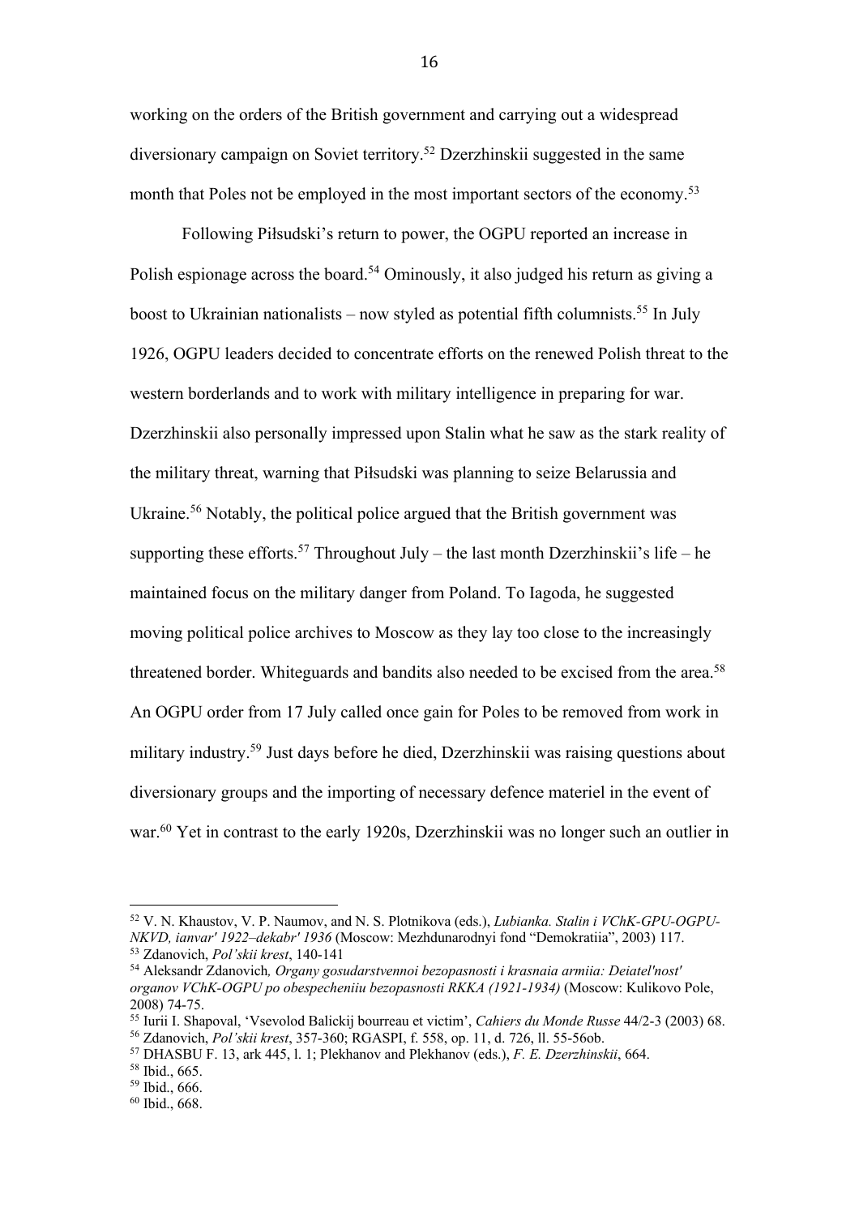working on the orders of the British government and carrying out a widespread diversionary campaign on Soviet territory.[52] Dzerzhinskii suggested in the same month that Poles not be employed in the most important sectors of the economy.[53]

Following Piłsudski's return to power, the OGPU reported an increase in Polish espionage across the board.[54] Ominously, it also judged his return as giving a boost to Ukrainian nationalists – now styled as potential fifth columnists.[55] In July 1926, OGPU leaders decided to concentrate efforts on the renewed Polish threat to the western borderlands and to work with military intelligence in preparing for war. Dzerzhinskii also personally impressed upon Stalin what he saw as the stark reality of the military threat, warning that Piłsudski was planning to seize Belarussia and Ukraine.[56] Notably, the political police argued that the British government was supporting these efforts.[57] Throughout July – the last month Dzerzhinskii's life – he maintained focus on the military danger from Poland. To Iagoda, he suggested moving political police archives to Moscow as they lay too close to the increasingly threatened border. Whiteguards and bandits also needed to be excised from the area.[58] An OGPU order from 17 July called once gain for Poles to be removed from work in military industry.[59] Just days before he died, Dzerzhinskii was raising questions about diversionary groups and the importing of necessary defence materiel in the event of war.[60] Yet in contrast to the early 1920s, Dzerzhinskii was no longer such an outlier in

---

[52] V. N. Khaustov, V. P. Naumov, and N. S. Plotnikova (eds.), *Lubianka. Stalin i VChK-GPU-OGPU-NKVD, ianvar' 1922–dekabr' 1936* (Moscow: Mezhdunarodnyi fond "Demokratiia", 2003) 117.

[53] Zdanovich, *Pol'skii krest*, 140-141

[54] Aleksandr Zdanovich*, Organy gosudarstvennoi bezopasnosti i krasnaia armiia: Deiatel'nost' organov VChK-OGPU po obespecheniiu bezopasnosti RKKA (1921-1934)* (Moscow: Kulikovo Pole, 2008) 74-75.

[55] Iurii I. Shapoval, 'Vsevolod Balickij bourreau et victim', *Cahiers du Monde Russe* 44/2-3 (2003) 68.

[56] Zdanovich, *Pol'skii krest*, 357-360; RGASPI, f. 558, op. 11, d. 726, ll. 55-56ob.

[57] DHASBU F. 13, ark 445, l. 1; Plekhanov and Plekhanov (eds.), *F. E. Dzerzhinskii*, 664.

[58] Ibid., 665.

[59] Ibid., 666.

[60] Ibid., 668.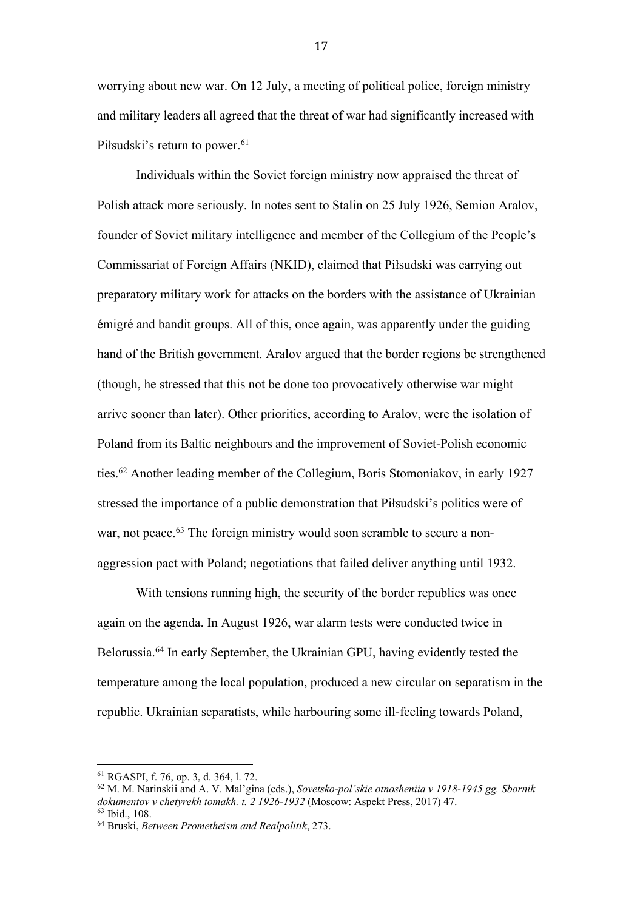worrying about new war. On 12 July, a meeting of political police, foreign ministry and military leaders all agreed that the threat of war had significantly increased with Piłsudski's return to power.[61]

Individuals within the Soviet foreign ministry now appraised the threat of Polish attack more seriously. In notes sent to Stalin on 25 July 1926, Semion Aralov, founder of Soviet military intelligence and member of the Collegium of the People's Commissariat of Foreign Affairs (NKID), claimed that Piłsudski was carrying out preparatory military work for attacks on the borders with the assistance of Ukrainian émigré and bandit groups. All of this, once again, was apparently under the guiding hand of the British government. Aralov argued that the border regions be strengthened (though, he stressed that this not be done too provocatively otherwise war might arrive sooner than later). Other priorities, according to Aralov, were the isolation of Poland from its Baltic neighbours and the improvement of Soviet-Polish economic ties.[62] Another leading member of the Collegium, Boris Stomoniakov, in early 1927 stressed the importance of a public demonstration that Piłsudski's politics were of war, not peace.[63] The foreign ministry would soon scramble to secure a non-aggression pact with Poland; negotiations that failed deliver anything until 1932.

With tensions running high, the security of the border republics was once again on the agenda. In August 1926, war alarm tests were conducted twice in Belorussia.[64] In early September, the Ukrainian GPU, having evidently tested the temperature among the local population, produced a new circular on separatism in the republic. Ukrainian separatists, while harbouring some ill-feeling towards Poland,

---

[61] RGASPI, f. 76, op. 3, d. 364, l. 72.

[62] M. M. Narinskii and A. V. Mal'gina (eds.), *Sovetsko-pol'skie otnosheniia v 1918-1945 gg. Sbornik dokumentov v chetyrekh tomakh. t. 2 1926-1932* (Moscow: Aspekt Press, 2017) 47.

[63] Ibid., 108.

[64] Bruski, *Between Prometheism and Realpolitik*, 273.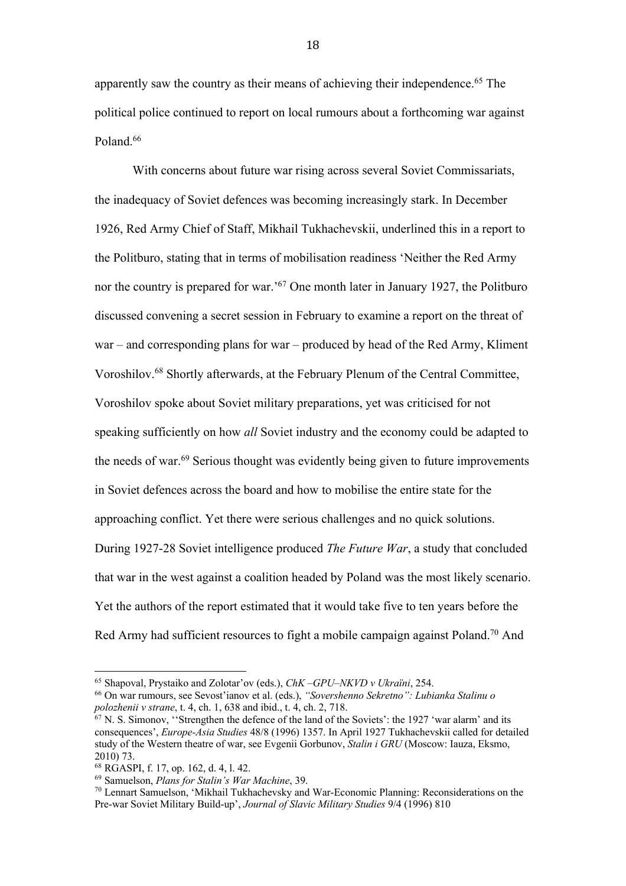apparently saw the country as their means of achieving their independence.[65] The political police continued to report on local rumours about a forthcoming war against Poland.[66]

With concerns about future war rising across several Soviet Commissariats, the inadequacy of Soviet defences was becoming increasingly stark. In December 1926, Red Army Chief of Staff, Mikhail Tukhachevskii, underlined this in a report to the Politburo, stating that in terms of mobilisation readiness 'Neither the Red Army nor the country is prepared for war.'[67] One month later in January 1927, the Politburo discussed convening a secret session in February to examine a report on the threat of war – and corresponding plans for war – produced by head of the Red Army, Kliment Voroshilov.[68] Shortly afterwards, at the February Plenum of the Central Committee, Voroshilov spoke about Soviet military preparations, yet was criticised for not speaking sufficiently on how *all* Soviet industry and the economy could be adapted to the needs of war.[69] Serious thought was evidently being given to future improvements in Soviet defences across the board and how to mobilise the entire state for the approaching conflict. Yet there were serious challenges and no quick solutions. During 1927-28 Soviet intelligence produced *The Future War*, a study that concluded that war in the west against a coalition headed by Poland was the most likely scenario. Yet the authors of the report estimated that it would take five to ten years before the Red Army had sufficient resources to fight a mobile campaign against Poland.[70] And

---

[65] Shapoval, Prystaiko and Zolotar'ov (eds.), *ChK –GPU–NKVD v Ukraïni*, 254.

[66] On war rumours, see Sevost'ianov et al. (eds.), *"Sovershenno Sekretno": Lubianka Stalinu o polozhenii v strane*, t. 4, ch. 1, 638 and ibid., t. 4, ch. 2, 718.

[67] N. S. Simonov, ''Strengthen the defence of the land of the Soviets': the 1927 'war alarm' and its consequences', *Europe-Asia Studies* 48/8 (1996) 1357. In April 1927 Tukhachevskii called for detailed study of the Western theatre of war, see Evgenii Gorbunov, *Stalin i GRU* (Moscow: Iauza, Eksmo, 2010) 73.

[68] RGASPI, f. 17, op. 162, d. 4, l. 42.

[69] Samuelson, *Plans for Stalin's War Machine*, 39.

[70] Lennart Samuelson, 'Mikhail Tukhachevsky and War-Economic Planning: Reconsiderations on the Pre-war Soviet Military Build-up', *Journal of Slavic Military Studies* 9/4 (1996) 810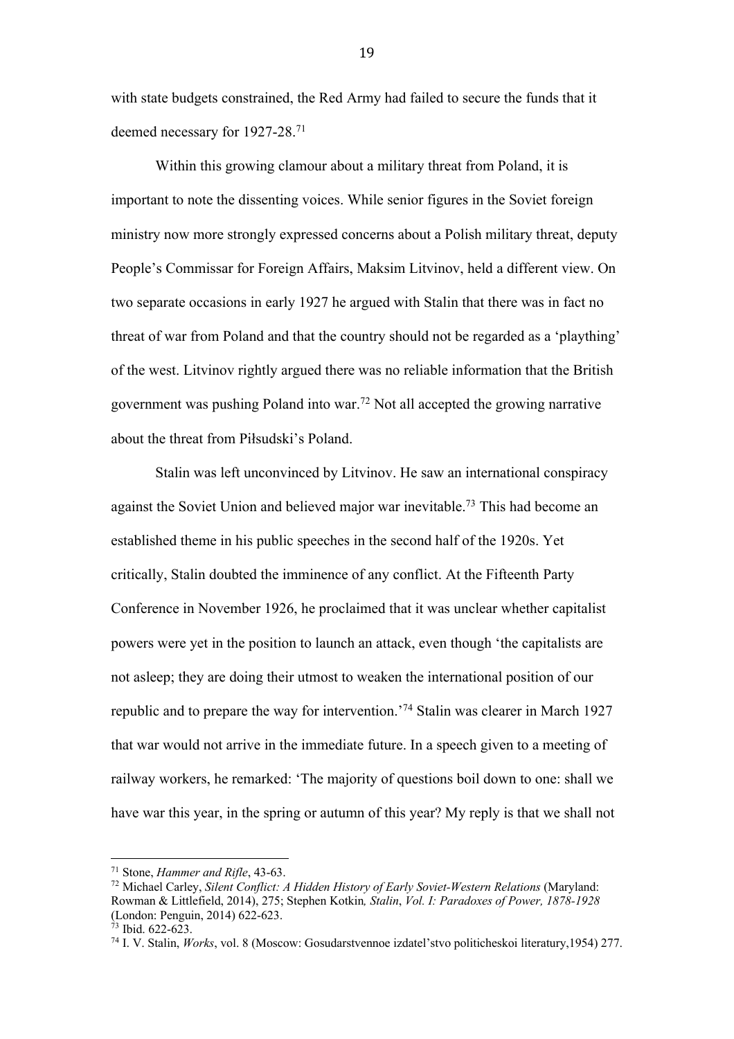with state budgets constrained, the Red Army had failed to secure the funds that it deemed necessary for 1927-28.[71]

Within this growing clamour about a military threat from Poland, it is important to note the dissenting voices. While senior figures in the Soviet foreign ministry now more strongly expressed concerns about a Polish military threat, deputy People's Commissar for Foreign Affairs, Maksim Litvinov, held a different view. On two separate occasions in early 1927 he argued with Stalin that there was in fact no threat of war from Poland and that the country should not be regarded as a 'plaything' of the west. Litvinov rightly argued there was no reliable information that the British government was pushing Poland into war.[72] Not all accepted the growing narrative about the threat from Piłsudski's Poland.

Stalin was left unconvinced by Litvinov. He saw an international conspiracy against the Soviet Union and believed major war inevitable.[73] This had become an established theme in his public speeches in the second half of the 1920s. Yet critically, Stalin doubted the imminence of any conflict. At the Fifteenth Party Conference in November 1926, he proclaimed that it was unclear whether capitalist powers were yet in the position to launch an attack, even though 'the capitalists are not asleep; they are doing their utmost to weaken the international position of our republic and to prepare the way for intervention.'[74] Stalin was clearer in March 1927 that war would not arrive in the immediate future. In a speech given to a meeting of railway workers, he remarked: 'The majority of questions boil down to one: shall we have war this year, in the spring or autumn of this year? My reply is that we shall not

---

[71] Stone, *Hammer and Rifle*, 43-63.

[72] Michael Carley, *Silent Conflict: A Hidden History of Early Soviet-Western Relations* (Maryland: Rowman & Littlefield, 2014), 275; Stephen Kotkin*, Stalin*, *Vol. I: Paradoxes of Power, 1878-1928* (London: Penguin, 2014) 622-623.

[73] Ibid. 622-623.

[74] I. V. Stalin, *Works*, vol. 8 (Moscow: Gosudarstvennoe izdatel'stvo politicheskoi literatury,1954) 277.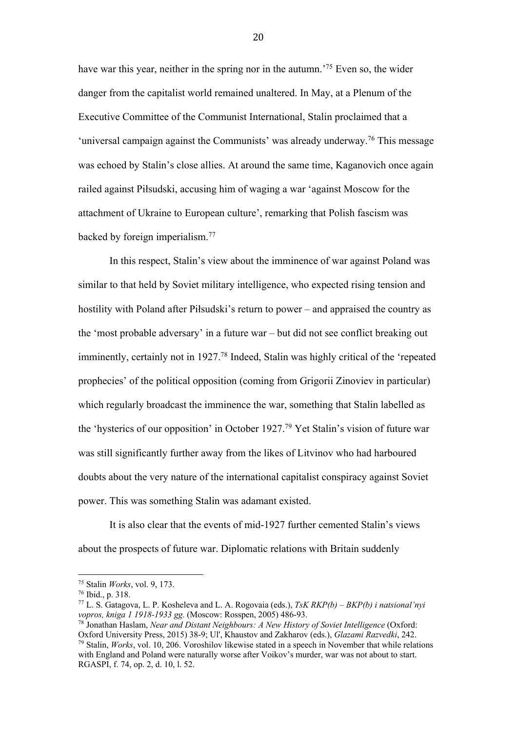have war this year, neither in the spring nor in the autumn.'[75] Even so, the wider danger from the capitalist world remained unaltered. In May, at a Plenum of the Executive Committee of the Communist International, Stalin proclaimed that a 'universal campaign against the Communists' was already underway.[76] This message was echoed by Stalin's close allies. At around the same time, Kaganovich once again railed against Piłsudski, accusing him of waging a war 'against Moscow for the attachment of Ukraine to European culture', remarking that Polish fascism was backed by foreign imperialism.[77]

In this respect, Stalin's view about the imminence of war against Poland was similar to that held by Soviet military intelligence, who expected rising tension and hostility with Poland after Piłsudski's return to power – and appraised the country as the 'most probable adversary' in a future war – but did not see conflict breaking out imminently, certainly not in 1927.[78] Indeed, Stalin was highly critical of the 'repeated prophecies' of the political opposition (coming from Grigorii Zinoviev in particular) which regularly broadcast the imminence the war, something that Stalin labelled as the 'hysterics of our opposition' in October 1927.[79] Yet Stalin's vision of future war was still significantly further away from the likes of Litvinov who had harboured doubts about the very nature of the international capitalist conspiracy against Soviet power. This was something Stalin was adamant existed.

It is also clear that the events of mid-1927 further cemented Stalin's views about the prospects of future war. Diplomatic relations with Britain suddenly

---

[75] Stalin *Works*, vol. 9, 173.

[76] Ibid., p. 318.

[77] L. S. Gatagova, L. P. Kosheleva and L. A. Rogovaia (eds.), *TsK RKP(b) – BKP(b) i natsional'nyi vopros, kniga 1 1918-1933 gg.* (Moscow: Rosspen, 2005) 486-93.

[78] Jonathan Haslam, *Near and Distant Neighbours: A New History of Soviet Intelligence* (Oxford: Oxford University Press, 2015) 38-9; Ul', Khaustov and Zakharov (eds.), *Glazami Razvedki*, 242.

[79] Stalin, *Works*, vol. 10, 206. Voroshilov likewise stated in a speech in November that while relations with England and Poland were naturally worse after Voikov's murder, war was not about to start. RGASPI, f. 74, op. 2, d. 10, l. 52.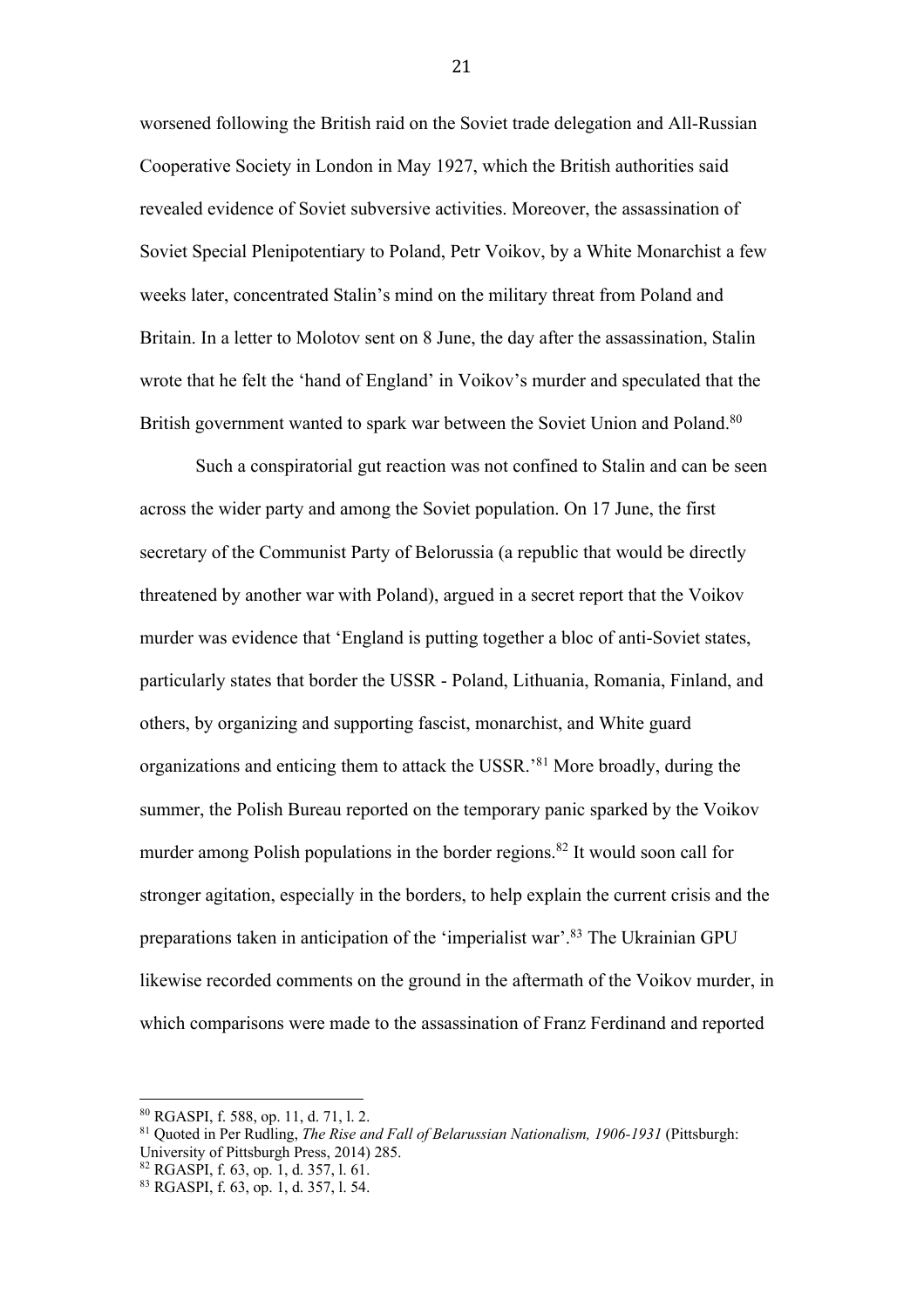worsened following the British raid on the Soviet trade delegation and All-Russian Cooperative Society in London in May 1927, which the British authorities said revealed evidence of Soviet subversive activities. Moreover, the assassination of Soviet Special Plenipotentiary to Poland, Petr Voikov, by a White Monarchist a few weeks later, concentrated Stalin's mind on the military threat from Poland and Britain. In a letter to Molotov sent on 8 June, the day after the assassination, Stalin wrote that he felt the 'hand of England' in Voikov's murder and speculated that the British government wanted to spark war between the Soviet Union and Poland.[80]

Such a conspiratorial gut reaction was not confined to Stalin and can be seen across the wider party and among the Soviet population. On 17 June, the first secretary of the Communist Party of Belorussia (a republic that would be directly threatened by another war with Poland), argued in a secret report that the Voikov murder was evidence that 'England is putting together a bloc of anti-Soviet states, particularly states that border the USSR - Poland, Lithuania, Romania, Finland, and others, by organizing and supporting fascist, monarchist, and White guard organizations and enticing them to attack the USSR.'[81] More broadly, during the summer, the Polish Bureau reported on the temporary panic sparked by the Voikov murder among Polish populations in the border regions.[82] It would soon call for stronger agitation, especially in the borders, to help explain the current crisis and the preparations taken in anticipation of the 'imperialist war'.[83] The Ukrainian GPU likewise recorded comments on the ground in the aftermath of the Voikov murder, in which comparisons were made to the assassination of Franz Ferdinand and reported

---

[80] RGASPI, f. 588, op. 11, d. 71, l. 2.

[81] Quoted in Per Rudling, *The Rise and Fall of Belarussian Nationalism, 1906-1931* (Pittsburgh: University of Pittsburgh Press, 2014) 285.

[82] RGASPI, f. 63, op. 1, d. 357, l. 61.

[83] RGASPI, f. 63, op. 1, d. 357, l. 54.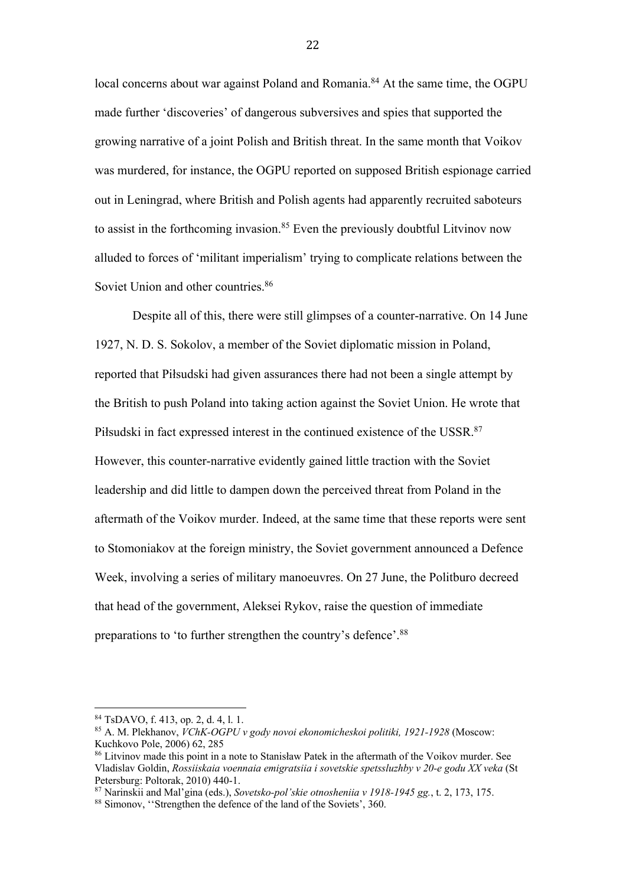local concerns about war against Poland and Romania.[84] At the same time, the OGPU made further 'discoveries' of dangerous subversives and spies that supported the growing narrative of a joint Polish and British threat. In the same month that Voikov was murdered, for instance, the OGPU reported on supposed British espionage carried out in Leningrad, where British and Polish agents had apparently recruited saboteurs to assist in the forthcoming invasion.[85] Even the previously doubtful Litvinov now alluded to forces of 'militant imperialism' trying to complicate relations between the Soviet Union and other countries.[86]

Despite all of this, there were still glimpses of a counter-narrative. On 14 June 1927, N. D. S. Sokolov, a member of the Soviet diplomatic mission in Poland, reported that Piłsudski had given assurances there had not been a single attempt by the British to push Poland into taking action against the Soviet Union. He wrote that Piłsudski in fact expressed interest in the continued existence of the USSR.[87] However, this counter-narrative evidently gained little traction with the Soviet leadership and did little to dampen down the perceived threat from Poland in the aftermath of the Voikov murder. Indeed, at the same time that these reports were sent to Stomoniakov at the foreign ministry, the Soviet government announced a Defence Week, involving a series of military manoeuvres. On 27 June, the Politburo decreed that head of the government, Aleksei Rykov, raise the question of immediate preparations to 'to further strengthen the country's defence'.[88]

---

[84] TsDAVO, f. 413, op. 2, d. 4, l. 1.

[85] A. M. Plekhanov, *VChK-OGPU v gody novoi ekonomicheskoi politiki, 1921-1928* (Moscow: Kuchkovo Pole, 2006) 62, 285

[86] Litvinov made this point in a note to Stanisław Patek in the aftermath of the Voikov murder. See Vladislav Goldin, *Rossiiskaia voennaia emigratsiia i sovetskie spetssluzhby v 20-e godu XX veka* (St Petersburg: Poltorak, 2010) 440-1.

[87] Narinskii and Mal'gina (eds.), *Sovetsko-pol'skie otnosheniia v 1918-1945 gg.*, t. 2, 173, 175.

[88] Simonov, ''Strengthen the defence of the land of the Soviets', 360.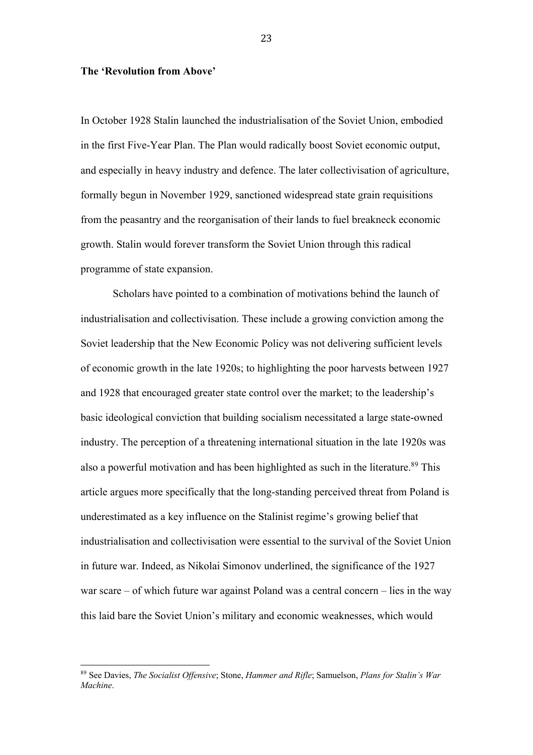**The 'Revolution from Above'**

In October 1928 Stalin launched the industrialisation of the Soviet Union, embodied in the first Five-Year Plan. The Plan would radically boost Soviet economic output, and especially in heavy industry and defence. The later collectivisation of agriculture, formally begun in November 1929, sanctioned widespread state grain requisitions from the peasantry and the reorganisation of their lands to fuel breakneck economic growth. Stalin would forever transform the Soviet Union through this radical programme of state expansion.

Scholars have pointed to a combination of motivations behind the launch of industrialisation and collectivisation. These include a growing conviction among the Soviet leadership that the New Economic Policy was not delivering sufficient levels of economic growth in the late 1920s; to highlighting the poor harvests between 1927 and 1928 that encouraged greater state control over the market; to the leadership's basic ideological conviction that building socialism necessitated a large state-owned industry. The perception of a threatening international situation in the late 1920s was also a powerful motivation and has been highlighted as such in the literature.[89] This article argues more specifically that the long-standing perceived threat from Poland is underestimated as a key influence on the Stalinist regime's growing belief that industrialisation and collectivisation were essential to the survival of the Soviet Union in future war. Indeed, as Nikolai Simonov underlined, the significance of the 1927 war scare – of which future war against Poland was a central concern – lies in the way this laid bare the Soviet Union's military and economic weaknesses, which would

[89] See Davies, *The Socialist Offensive*; Stone, *Hammer and Rifle*; Samuelson, *Plans for Stalin's War Machine*.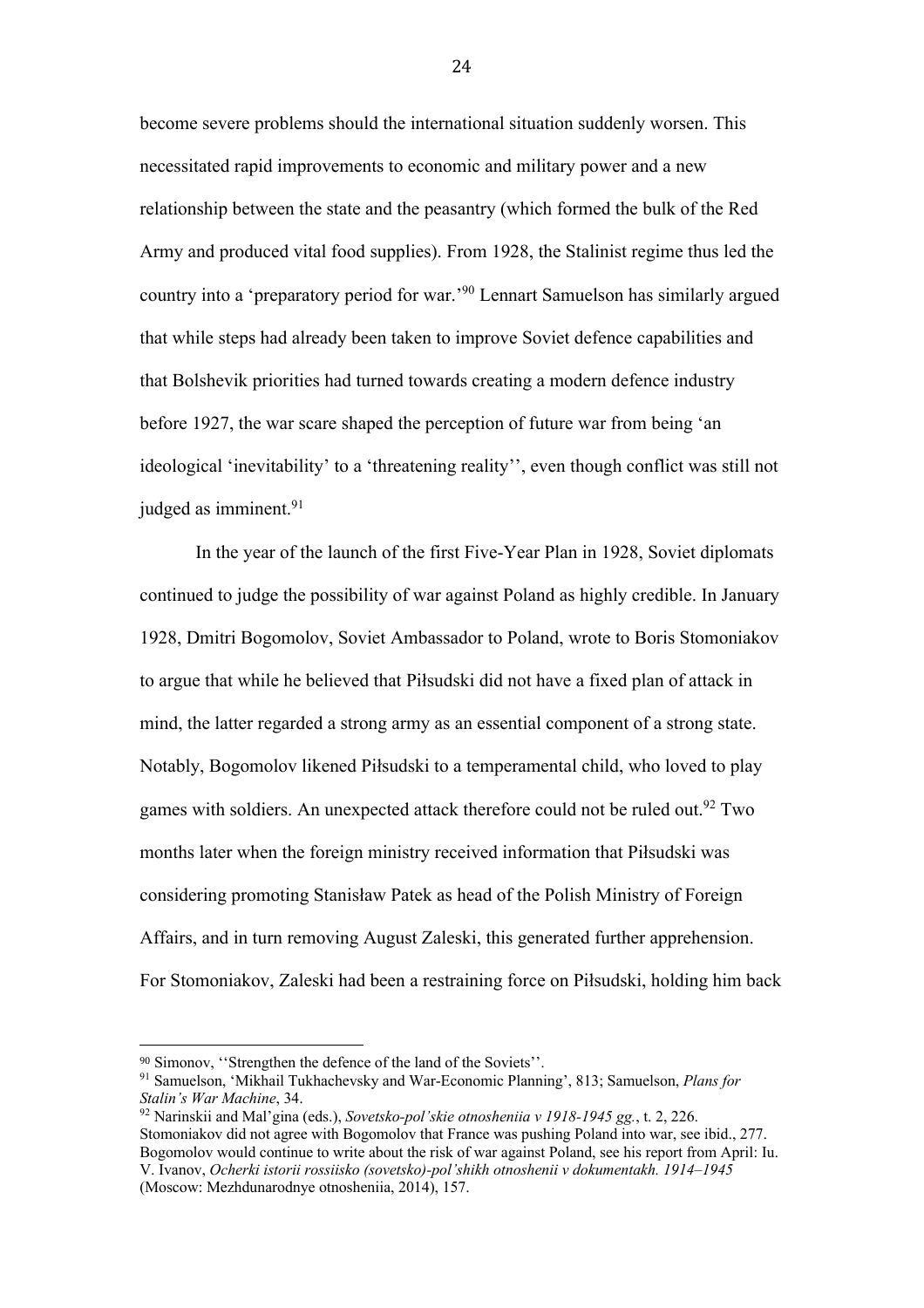become severe problems should the international situation suddenly worsen. This necessitated rapid improvements to economic and military power and a new relationship between the state and the peasantry (which formed the bulk of the Red Army and produced vital food supplies). From 1928, the Stalinist regime thus led the country into a 'preparatory period for war.'[90] Lennart Samuelson has similarly argued that while steps had already been taken to improve Soviet defence capabilities and that Bolshevik priorities had turned towards creating a modern defence industry before 1927, the war scare shaped the perception of future war from being 'an ideological 'inevitability' to a 'threatening reality'', even though conflict was still not judged as imminent.[91]

In the year of the launch of the first Five-Year Plan in 1928, Soviet diplomats continued to judge the possibility of war against Poland as highly credible. In January 1928, Dmitri Bogomolov, Soviet Ambassador to Poland, wrote to Boris Stomoniakov to argue that while he believed that Piłsudski did not have a fixed plan of attack in mind, the latter regarded a strong army as an essential component of a strong state. Notably, Bogomolov likened Piłsudski to a temperamental child, who loved to play games with soldiers. An unexpected attack therefore could not be ruled out.[92] Two months later when the foreign ministry received information that Piłsudski was considering promoting Stanisław Patek as head of the Polish Ministry of Foreign Affairs, and in turn removing August Zaleski, this generated further apprehension. For Stomoniakov, Zaleski had been a restraining force on Piłsudski, holding him back

---

[90] Simonov, ''Strengthen the defence of the land of the Soviets''.

[91] Samuelson, 'Mikhail Tukhachevsky and War-Economic Planning', 813; Samuelson, *Plans for Stalin's War Machine*, 34.

[92] Narinskii and Mal'gina (eds.), *Sovetsko-pol'skie otnosheniia v 1918-1945 gg.*, t. 2, 226. Stomoniakov did not agree with Bogomolov that France was pushing Poland into war, see ibid., 277. Bogomolov would continue to write about the risk of war against Poland, see his report from April: Iu. V. Ivanov, *Ocherki istorii rossiisko (sovetsko)-pol'shikh otnoshenii v dokumentakh. 1914–1945* (Moscow: Mezhdunarodnye otnosheniia, 2014), 157.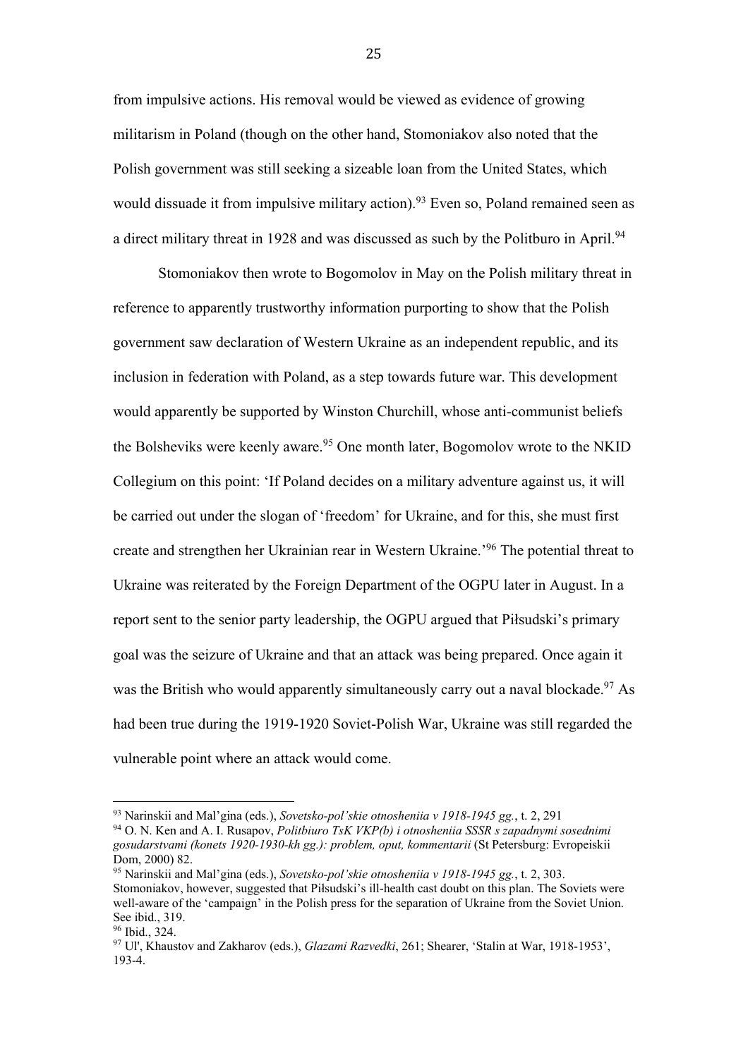from impulsive actions. His removal would be viewed as evidence of growing militarism in Poland (though on the other hand, Stomoniakov also noted that the Polish government was still seeking a sizeable loan from the United States, which would dissuade it from impulsive military action).[93] Even so, Poland remained seen as a direct military threat in 1928 and was discussed as such by the Politburo in April.[94]

Stomoniakov then wrote to Bogomolov in May on the Polish military threat in reference to apparently trustworthy information purporting to show that the Polish government saw declaration of Western Ukraine as an independent republic, and its inclusion in federation with Poland, as a step towards future war. This development would apparently be supported by Winston Churchill, whose anti-communist beliefs the Bolsheviks were keenly aware.[95] One month later, Bogomolov wrote to the NKID Collegium on this point: 'If Poland decides on a military adventure against us, it will be carried out under the slogan of 'freedom' for Ukraine, and for this, she must first create and strengthen her Ukrainian rear in Western Ukraine.'[96] The potential threat to Ukraine was reiterated by the Foreign Department of the OGPU later in August. In a report sent to the senior party leadership, the OGPU argued that Piłsudski's primary goal was the seizure of Ukraine and that an attack was being prepared. Once again it was the British who would apparently simultaneously carry out a naval blockade.[97] As had been true during the 1919-1920 Soviet-Polish War, Ukraine was still regarded the vulnerable point where an attack would come.

---

[93] Narinskii and Mal'gina (eds.), *Sovetsko-pol'skie otnosheniia v 1918-1945 gg.*, t. 2, 291

[94] O. N. Ken and A. I. Rusapov, *Politbiuro TsK VKP(b) i otnosheniia SSSR s zapadnymi sosednimi gosudarstvami (konets 1920-1930-kh gg.): problem, oput, kommentarii* (St Petersburg: Evropeiskii Dom, 2000) 82.

[95] Narinskii and Mal'gina (eds.), *Sovetsko-pol'skie otnosheniia v 1918-1945 gg.*, t. 2, 303. Stomoniakov, however, suggested that Piłsudski's ill-health cast doubt on this plan. The Soviets were well-aware of the 'campaign' in the Polish press for the separation of Ukraine from the Soviet Union. See ibid., 319.

[96] Ibid., 324.

[97] Ul', Khaustov and Zakharov (eds.), *Glazami Razvedki*, 261; Shearer, 'Stalin at War, 1918-1953', 193-4.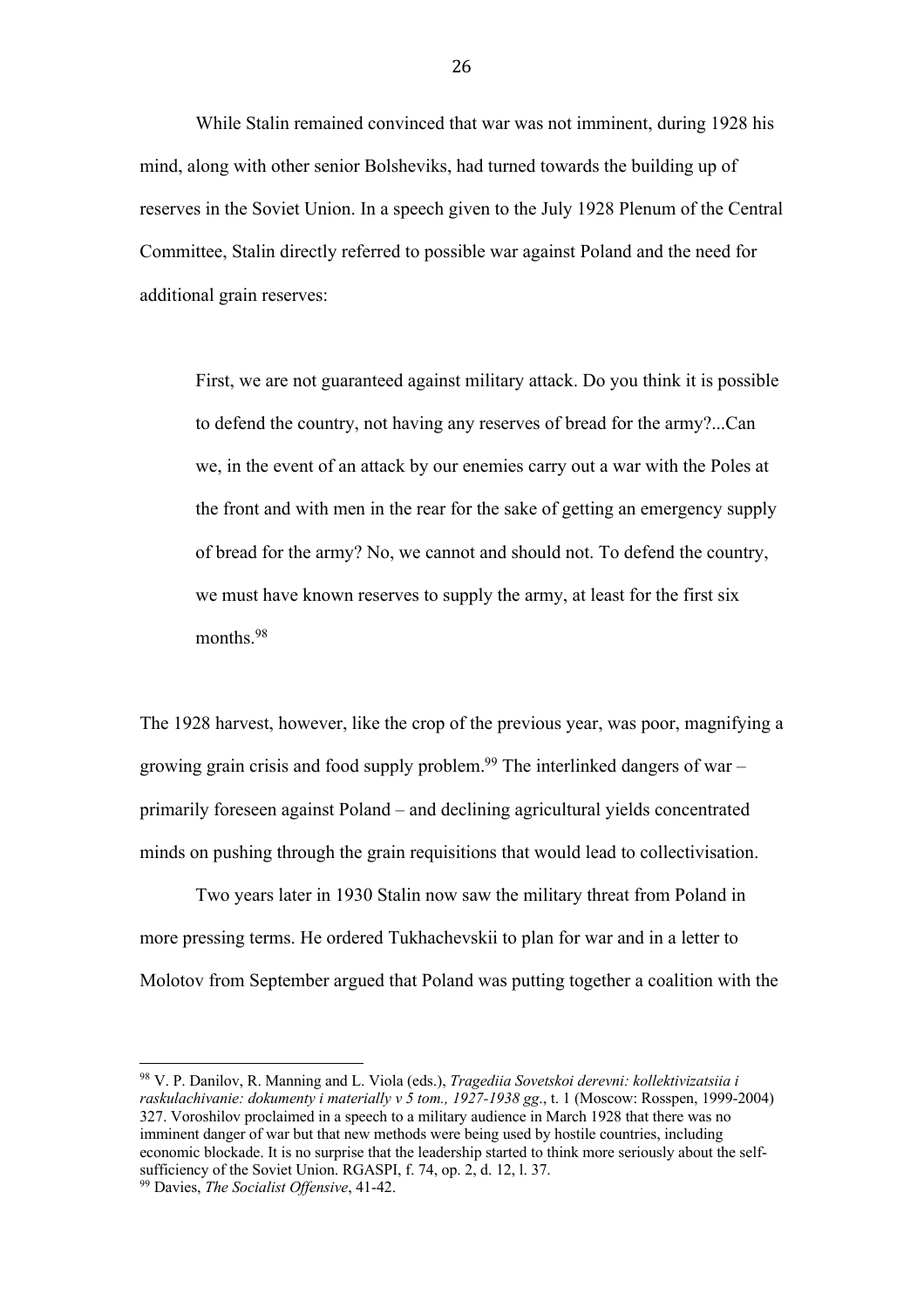While Stalin remained convinced that war was not imminent, during 1928 his mind, along with other senior Bolsheviks, had turned towards the building up of reserves in the Soviet Union. In a speech given to the July 1928 Plenum of the Central Committee, Stalin directly referred to possible war against Poland and the need for additional grain reserves:

> First, we are not guaranteed against military attack. Do you think it is possible to defend the country, not having any reserves of bread for the army?...Can we, in the event of an attack by our enemies carry out a war with the Poles at the front and with men in the rear for the sake of getting an emergency supply of bread for the army? No, we cannot and should not. To defend the country, we must have known reserves to supply the army, at least for the first six months.[98]

The 1928 harvest, however, like the crop of the previous year, was poor, magnifying a growing grain crisis and food supply problem.[99] The interlinked dangers of war – primarily foreseen against Poland – and declining agricultural yields concentrated minds on pushing through the grain requisitions that would lead to collectivisation.

Two years later in 1930 Stalin now saw the military threat from Poland in more pressing terms. He ordered Tukhachevskii to plan for war and in a letter to Molotov from September argued that Poland was putting together a coalition with the

---

[98] V. P. Danilov, R. Manning and L. Viola (eds.), *Tragediia Sovetskoi derevni: kollektivizatsiia i raskulachivanie: dokumenty i materially v 5 tom., 1927-1938 gg*., t. 1 (Moscow: Rosspen, 1999-2004) 327. Voroshilov proclaimed in a speech to a military audience in March 1928 that there was no imminent danger of war but that new methods were being used by hostile countries, including economic blockade. It is no surprise that the leadership started to think more seriously about the self-sufficiency of the Soviet Union. RGASPI, f. 74, op. 2, d. 12, l. 37.

[99] Davies, *The Socialist Offensive*, 41-42.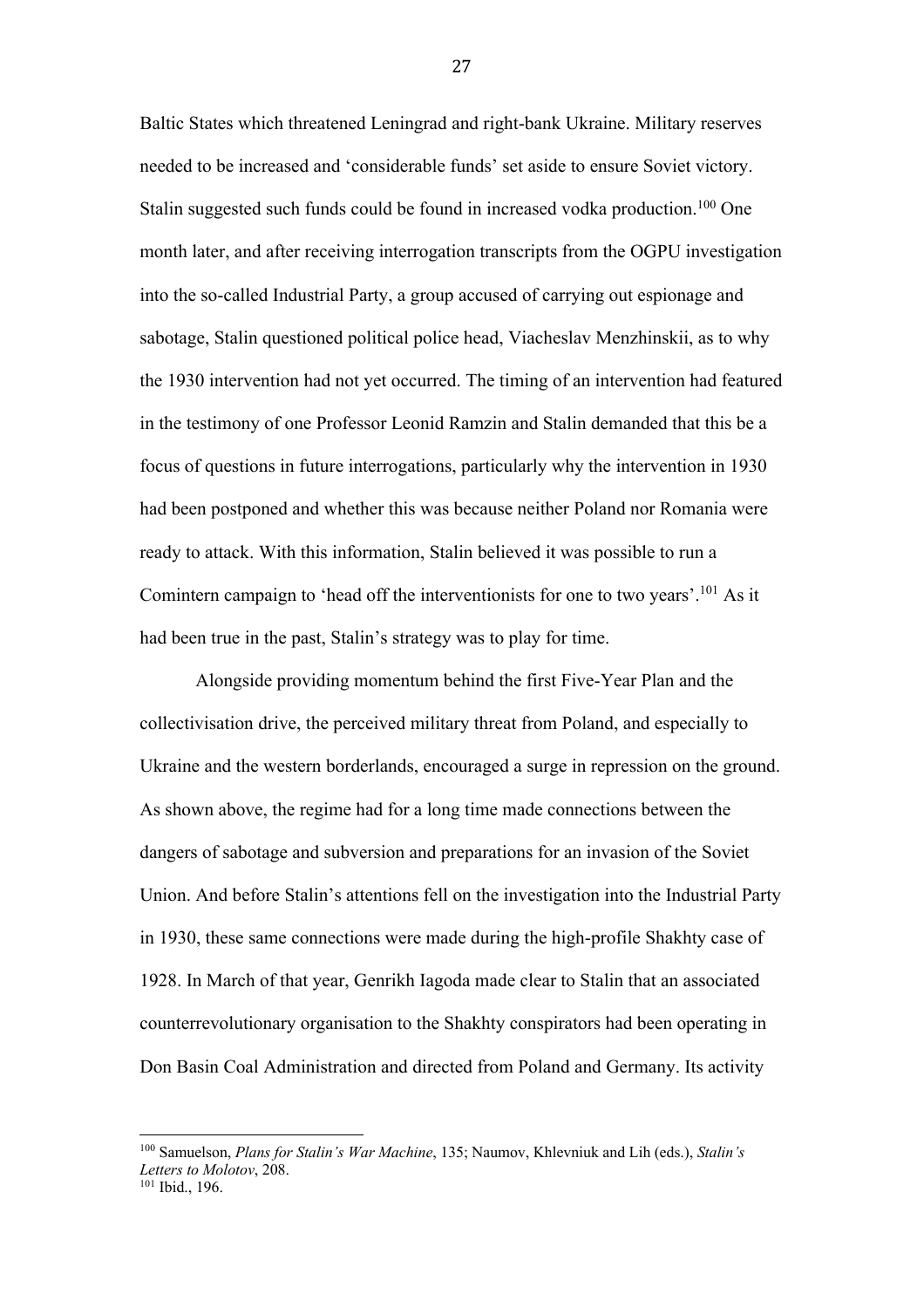Baltic States which threatened Leningrad and right-bank Ukraine. Military reserves needed to be increased and 'considerable funds' set aside to ensure Soviet victory. Stalin suggested such funds could be found in increased vodka production.[100] One month later, and after receiving interrogation transcripts from the OGPU investigation into the so-called Industrial Party, a group accused of carrying out espionage and sabotage, Stalin questioned political police head, Viacheslav Menzhinskii, as to why the 1930 intervention had not yet occurred. The timing of an intervention had featured in the testimony of one Professor Leonid Ramzin and Stalin demanded that this be a focus of questions in future interrogations, particularly why the intervention in 1930 had been postponed and whether this was because neither Poland nor Romania were ready to attack. With this information, Stalin believed it was possible to run a Comintern campaign to 'head off the interventionists for one to two years'.[101] As it had been true in the past, Stalin's strategy was to play for time.

Alongside providing momentum behind the first Five-Year Plan and the collectivisation drive, the perceived military threat from Poland, and especially to Ukraine and the western borderlands, encouraged a surge in repression on the ground. As shown above, the regime had for a long time made connections between the dangers of sabotage and subversion and preparations for an invasion of the Soviet Union. And before Stalin's attentions fell on the investigation into the Industrial Party in 1930, these same connections were made during the high-profile Shakhty case of 1928. In March of that year, Genrikh Iagoda made clear to Stalin that an associated counterrevolutionary organisation to the Shakhty conspirators had been operating in Don Basin Coal Administration and directed from Poland and Germany. Its activity

---

[100] Samuelson, *Plans for Stalin's War Machine*, 135; Naumov, Khlevniuk and Lih (eds.), *Stalin's Letters to Molotov*, 208.
[101] Ibid., 196.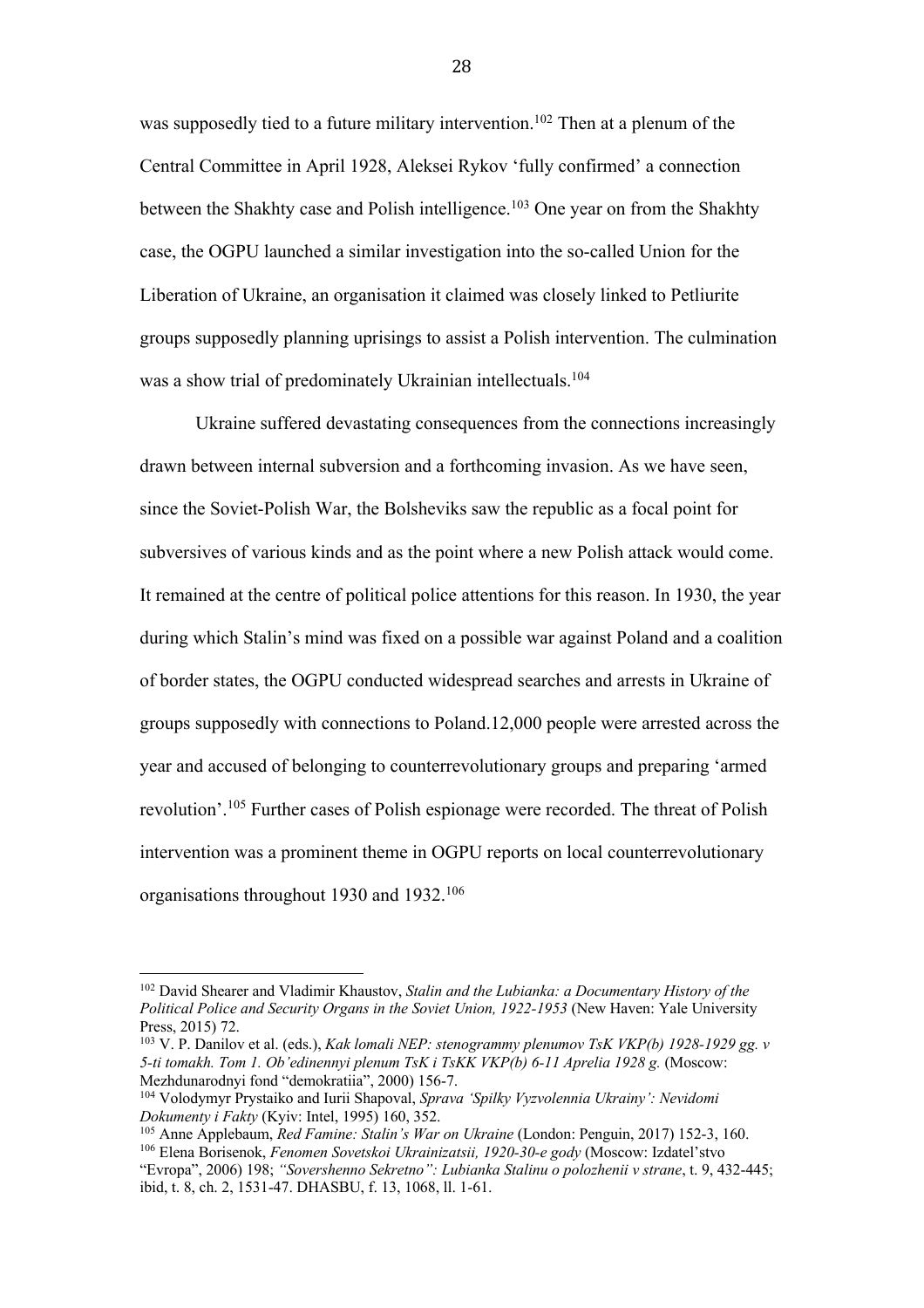was supposedly tied to a future military intervention.[102] Then at a plenum of the Central Committee in April 1928, Aleksei Rykov 'fully confirmed' a connection between the Shakhty case and Polish intelligence.[103] One year on from the Shakhty case, the OGPU launched a similar investigation into the so-called Union for the Liberation of Ukraine, an organisation it claimed was closely linked to Petliurite groups supposedly planning uprisings to assist a Polish intervention. The culmination was a show trial of predominately Ukrainian intellectuals.[104]

Ukraine suffered devastating consequences from the connections increasingly drawn between internal subversion and a forthcoming invasion. As we have seen, since the Soviet-Polish War, the Bolsheviks saw the republic as a focal point for subversives of various kinds and as the point where a new Polish attack would come. It remained at the centre of political police attentions for this reason. In 1930, the year during which Stalin's mind was fixed on a possible war against Poland and a coalition of border states, the OGPU conducted widespread searches and arrests in Ukraine of groups supposedly with connections to Poland.12,000 people were arrested across the year and accused of belonging to counterrevolutionary groups and preparing 'armed revolution'.[105] Further cases of Polish espionage were recorded. The threat of Polish intervention was a prominent theme in OGPU reports on local counterrevolutionary organisations throughout 1930 and 1932.[106]

---

[102] David Shearer and Vladimir Khaustov, *Stalin and the Lubianka: a Documentary History of the Political Police and Security Organs in the Soviet Union, 1922-1953* (New Haven: Yale University Press, 2015) 72.

[103] V. P. Danilov et al. (eds.), *Kak lomali NEP: stenogrammy plenumov TsK VKP(b) 1928-1929 gg. v 5-ti tomakh. Tom 1. Ob'edinennyi plenum TsK i TsKK VKP(b) 6-11 Aprelia 1928 g.* (Moscow: Mezhdunarodnyi fond "demokratiia", 2000) 156-7.

[104] Volodymyr Prystaiko and Iurii Shapoval, *Sprava 'Spilky Vyzvolennia Ukrainy': Nevidomi Dokumenty i Fakty* (Kyiv: Intel, 1995) 160, 352.

[105] Anne Applebaum, *Red Famine: Stalin's War on Ukraine* (London: Penguin, 2017) 152-3, 160.

[106] Elena Borisenok, *Fenomen Sovetskoi Ukrainizatsii, 1920-30-e gody* (Moscow: Izdatel'stvo "Evropa", 2006) 198; *"Sovershenno Sekretno": Lubianka Stalinu o polozhenii v strane*, t. 9, 432-445; ibid, t. 8, ch. 2, 1531-47. DHASBU, f. 13, 1068, ll. 1-61.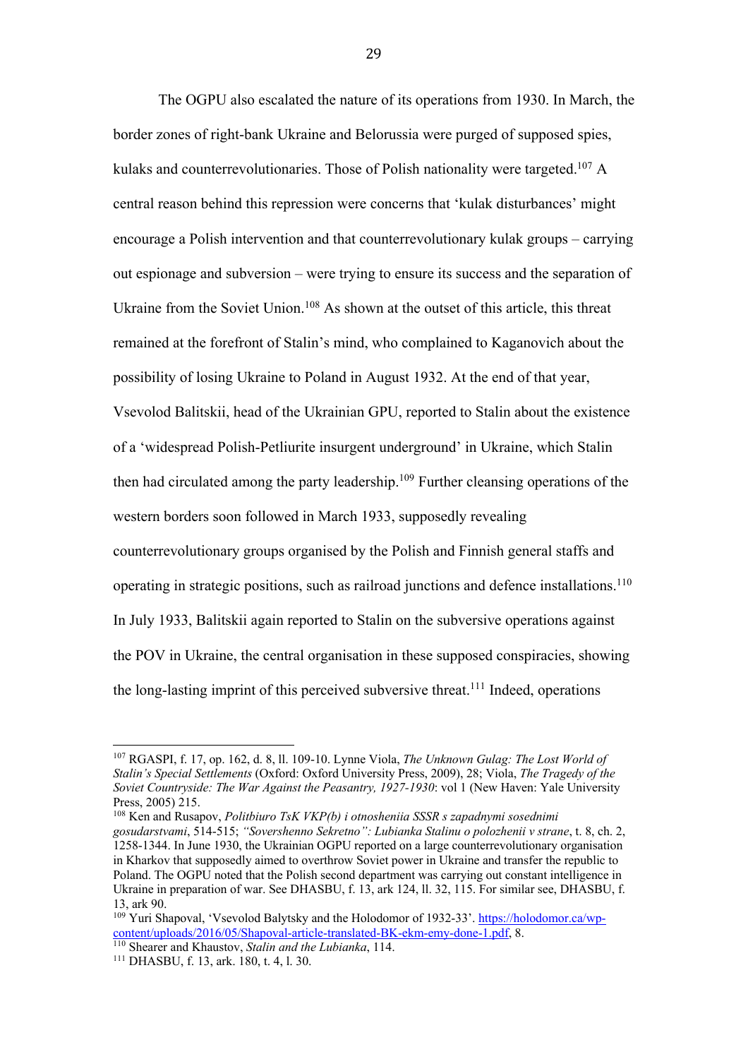The OGPU also escalated the nature of its operations from 1930. In March, the border zones of right-bank Ukraine and Belorussia were purged of supposed spies, kulaks and counterrevolutionaries. Those of Polish nationality were targeted.[107] A central reason behind this repression were concerns that 'kulak disturbances' might encourage a Polish intervention and that counterrevolutionary kulak groups – carrying out espionage and subversion – were trying to ensure its success and the separation of Ukraine from the Soviet Union.[108] As shown at the outset of this article, this threat remained at the forefront of Stalin's mind, who complained to Kaganovich about the possibility of losing Ukraine to Poland in August 1932. At the end of that year, Vsevolod Balitskii, head of the Ukrainian GPU, reported to Stalin about the existence of a 'widespread Polish-Petliurite insurgent underground' in Ukraine, which Stalin then had circulated among the party leadership.[109] Further cleansing operations of the western borders soon followed in March 1933, supposedly revealing counterrevolutionary groups organised by the Polish and Finnish general staffs and operating in strategic positions, such as railroad junctions and defence installations.[110] In July 1933, Balitskii again reported to Stalin on the subversive operations against the POV in Ukraine, the central organisation in these supposed conspiracies, showing the long-lasting imprint of this perceived subversive threat.[111] Indeed, operations

---

[107] RGASPI, f. 17, op. 162, d. 8, ll. 109-10. Lynne Viola, *The Unknown Gulag: The Lost World of Stalin's Special Settlements* (Oxford: Oxford University Press, 2009), 28; Viola, *The Tragedy of the Soviet Countryside: The War Against the Peasantry, 1927-1930*: vol 1 (New Haven: Yale University Press, 2005) 215.

[108] Ken and Rusapov, *Politbiuro TsK VKP(b) i otnosheniia SSSR s zapadnymi sosednimi gosudarstvami*, 514-515; *"Sovershenno Sekretno": Lubianka Stalinu o polozhenii v strane*, t. 8, ch. 2, 1258-1344. In June 1930, the Ukrainian OGPU reported on a large counterrevolutionary organisation in Kharkov that supposedly aimed to overthrow Soviet power in Ukraine and transfer the republic to Poland. The OGPU noted that the Polish second department was carrying out constant intelligence in Ukraine in preparation of war. See DHASBU, f. 13, ark 124, ll. 32, 115. For similar see, DHASBU, f. 13, ark 90.

[109] Yuri Shapoval, 'Vsevolod Balytsky and the Holodomor of 1932-33'. https://holodomor.ca/wp-content/uploads/2016/05/Shapoval-article-translated-BK-ekm-emy-done-1.pdf, 8.

[110] Shearer and Khaustov, *Stalin and the Lubianka*, 114.

[111] DHASBU, f. 13, ark. 180, t. 4, l. 30.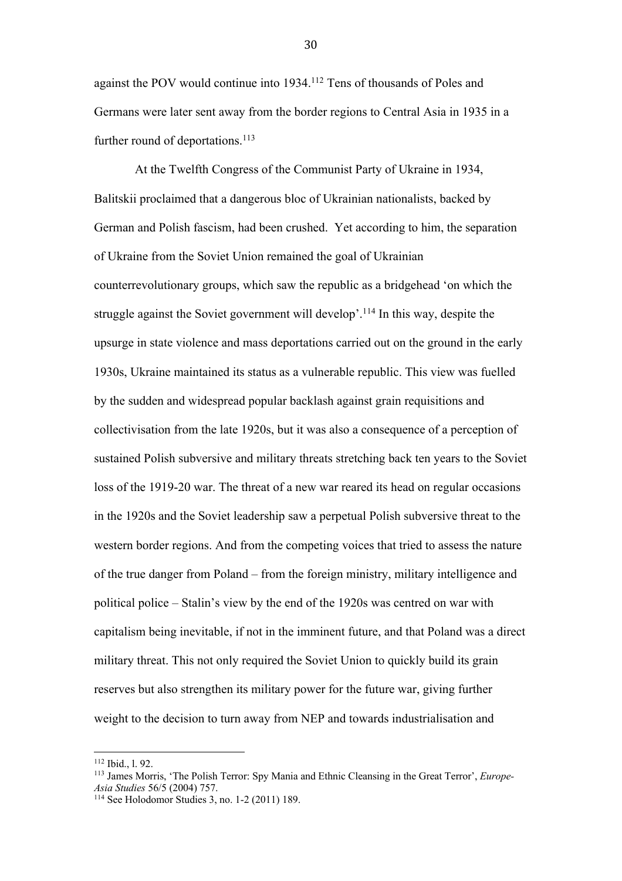against the POV would continue into 1934.[112] Tens of thousands of Poles and Germans were later sent away from the border regions to Central Asia in 1935 in a further round of deportations.[113]

At the Twelfth Congress of the Communist Party of Ukraine in 1934, Balitskii proclaimed that a dangerous bloc of Ukrainian nationalists, backed by German and Polish fascism, had been crushed. Yet according to him, the separation of Ukraine from the Soviet Union remained the goal of Ukrainian counterrevolutionary groups, which saw the republic as a bridgehead 'on which the struggle against the Soviet government will develop'.[114] In this way, despite the upsurge in state violence and mass deportations carried out on the ground in the early 1930s, Ukraine maintained its status as a vulnerable republic. This view was fuelled by the sudden and widespread popular backlash against grain requisitions and collectivisation from the late 1920s, but it was also a consequence of a perception of sustained Polish subversive and military threats stretching back ten years to the Soviet loss of the 1919-20 war. The threat of a new war reared its head on regular occasions in the 1920s and the Soviet leadership saw a perpetual Polish subversive threat to the western border regions. And from the competing voices that tried to assess the nature of the true danger from Poland – from the foreign ministry, military intelligence and political police – Stalin's view by the end of the 1920s was centred on war with capitalism being inevitable, if not in the imminent future, and that Poland was a direct military threat. This not only required the Soviet Union to quickly build its grain reserves but also strengthen its military power for the future war, giving further weight to the decision to turn away from NEP and towards industrialisation and

---

[112] Ibid., l. 92.

[113] James Morris, 'The Polish Terror: Spy Mania and Ethnic Cleansing in the Great Terror', *Europe-Asia Studies* 56/5 (2004) 757.

[114] See Holodomor Studies 3, no. 1-2 (2011) 189.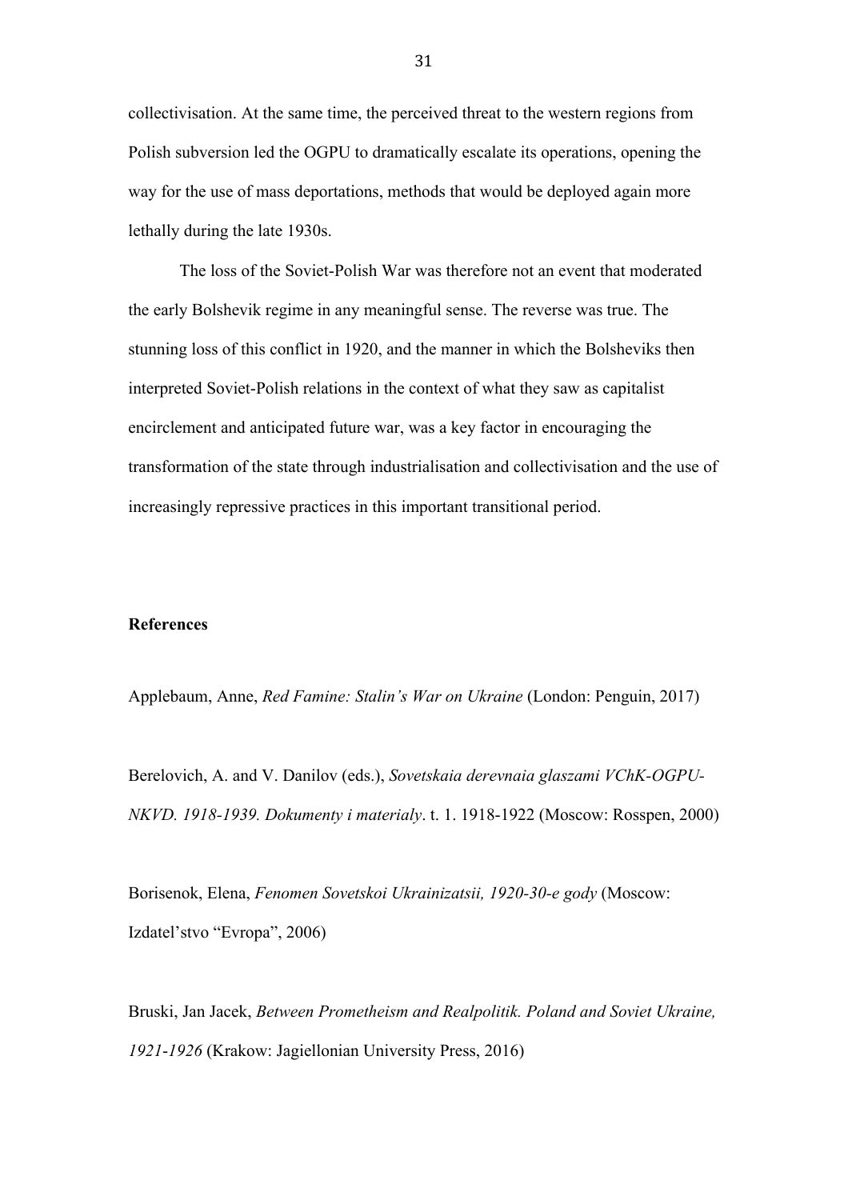collectivisation. At the same time, the perceived threat to the western regions from Polish subversion led the OGPU to dramatically escalate its operations, opening the way for the use of mass deportations, methods that would be deployed again more lethally during the late 1930s.

The loss of the Soviet-Polish War was therefore not an event that moderated the early Bolshevik regime in any meaningful sense. The reverse was true. The stunning loss of this conflict in 1920, and the manner in which the Bolsheviks then interpreted Soviet-Polish relations in the context of what they saw as capitalist encirclement and anticipated future war, was a key factor in encouraging the transformation of the state through industrialisation and collectivisation and the use of increasingly repressive practices in this important transitional period.

**References**

Applebaum, Anne, *Red Famine: Stalin's War on Ukraine* (London: Penguin, 2017)

Berelovich, A. and V. Danilov (eds.), *Sovetskaia derevnaia glaszami VChK-OGPU-NKVD. 1918-1939. Dokumenty i materialy*. t. 1. 1918-1922 (Moscow: Rosspen, 2000)

Borisenok, Elena, *Fenomen Sovetskoi Ukrainizatsii, 1920-30-e gody* (Moscow: Izdatel'stvo "Evropa", 2006)

Bruski, Jan Jacek, *Between Prometheism and Realpolitik. Poland and Soviet Ukraine, 1921-1926* (Krakow: Jagiellonian University Press, 2016)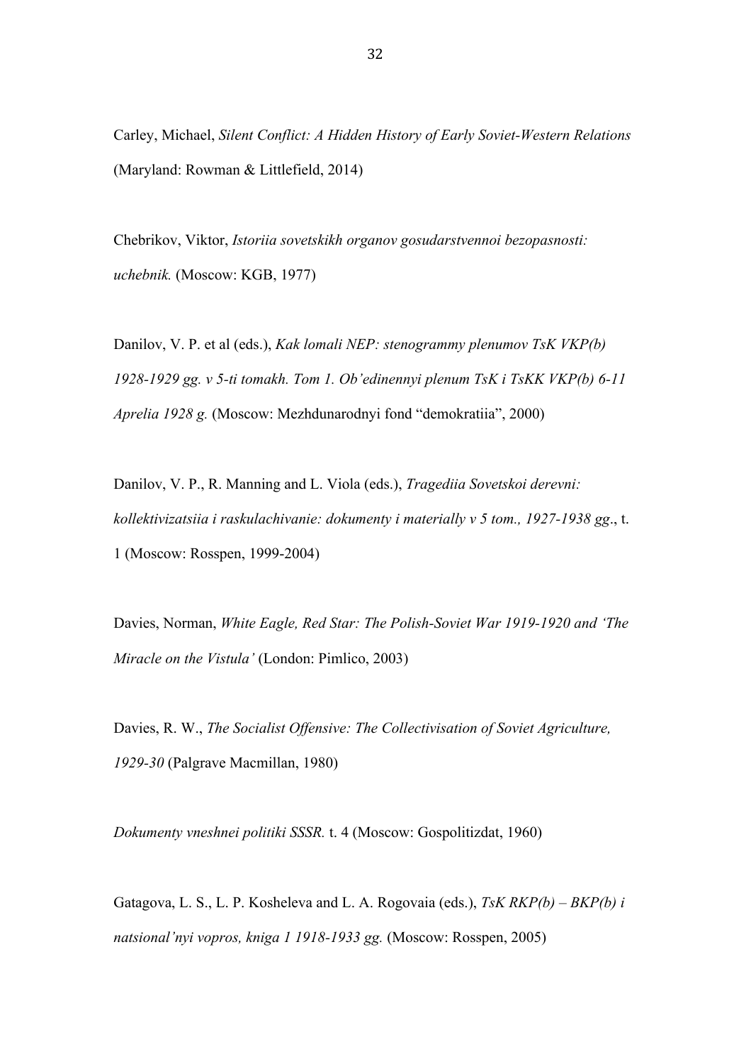Carley, Michael, *Silent Conflict: A Hidden History of Early Soviet-Western Relations* (Maryland: Rowman & Littlefield, 2014)

Chebrikov, Viktor, *Istoriia sovetskikh organov gosudarstvennoi bezopasnosti: uchebnik.* (Moscow: KGB, 1977)

Danilov, V. P. et al (eds.), *Kak lomali NEP: stenogrammy plenumov TsK VKP(b) 1928-1929 gg. v 5-ti tomakh. Tom 1. Ob'edinennyi plenum TsK i TsKK VKP(b) 6-11 Aprelia 1928 g.* (Moscow: Mezhdunarodnyi fond "demokratiia", 2000)

Danilov, V. P., R. Manning and L. Viola (eds.), *Tragediia Sovetskoi derevni: kollektivizatsiia i raskulachivanie: dokumenty i materially v 5 tom., 1927-1938 gg*., t. 1 (Moscow: Rosspen, 1999-2004)

Davies, Norman, *White Eagle, Red Star: The Polish-Soviet War 1919-1920 and 'The Miracle on the Vistula'* (London: Pimlico, 2003)

Davies, R. W., *The Socialist Offensive: The Collectivisation of Soviet Agriculture, 1929-30* (Palgrave Macmillan, 1980)

*Dokumenty vneshnei politiki SSSR.* t. 4 (Moscow: Gospolitizdat, 1960)

Gatagova, L. S., L. P. Kosheleva and L. A. Rogovaia (eds.), *TsK RKP(b) – BKP(b) i natsional'nyi vopros, kniga 1 1918-1933 gg.* (Moscow: Rosspen, 2005)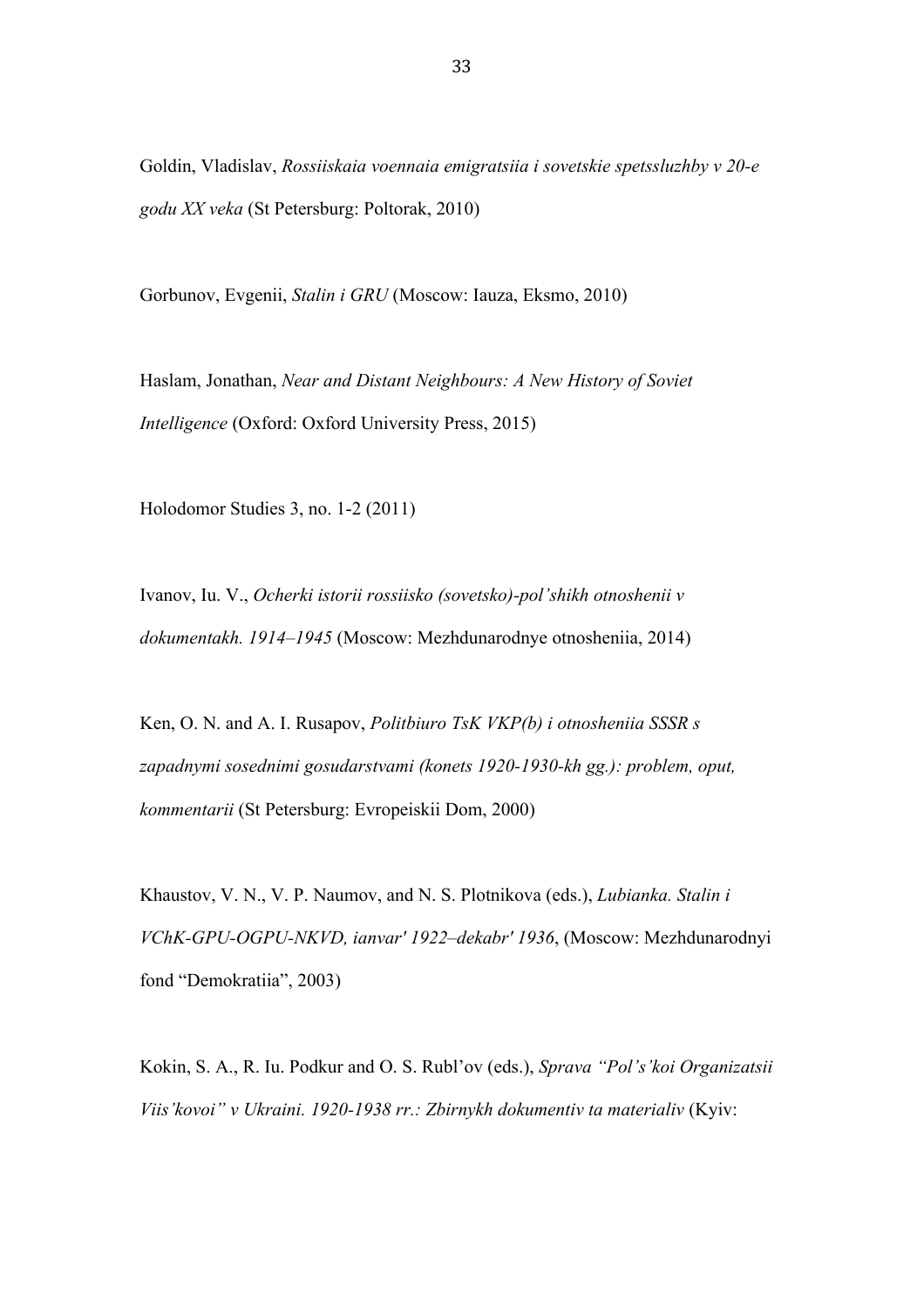Goldin, Vladislav, *Rossiiskaia voennaia emigratsiia i sovetskie spetssluzhby v 20-e godu XX veka* (St Petersburg: Poltorak, 2010)

Gorbunov, Evgenii, *Stalin i GRU* (Moscow: Iauza, Eksmo, 2010)

Haslam, Jonathan, *Near and Distant Neighbours: A New History of Soviet Intelligence* (Oxford: Oxford University Press, 2015)

Holodomor Studies 3, no. 1-2 (2011)

Ivanov, Iu. V., *Ocherki istorii rossiisko (sovetsko)-pol'shikh otnoshenii v dokumentakh. 1914–1945* (Moscow: Mezhdunarodnye otnosheniia, 2014)

Ken, O. N. and A. I. Rusapov, *Politbiuro TsK VKP(b) i otnosheniia SSSR s zapadnymi sosednimi gosudarstvami (konets 1920-1930-kh gg.): problem, oput, kommentarii* (St Petersburg: Evropeiskii Dom, 2000)

Khaustov, V. N., V. P. Naumov, and N. S. Plotnikova (eds.), *Lubianka. Stalin i VChK-GPU-OGPU-NKVD, ianvar' 1922–dekabr' 1936*, (Moscow: Mezhdunarodnyi fond "Demokratiia", 2003)

Kokin, S. A., R. Iu. Podkur and O. S. Rubl'ov (eds.), *Sprava "Pol's'koi Organizatsii Viis'kovoi" v Ukraini. 1920-1938 rr.: Zbirnykh dokumentiv ta materialiv* (Kyiv: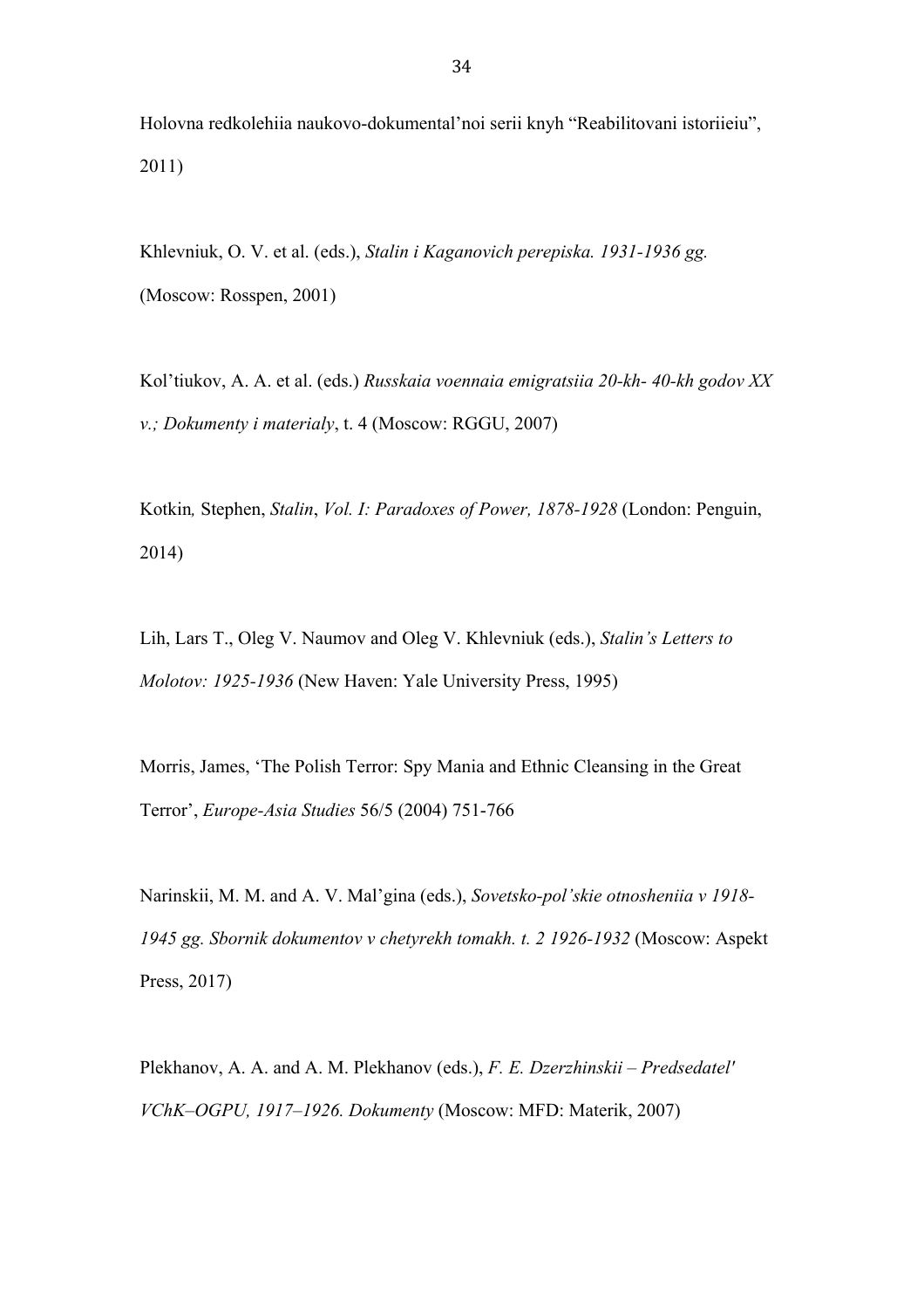Holovna redkolehiia naukovo-dokumental'noi serii knyh "Reabilitovani istoriieiu", 2011)

Khlevniuk, O. V. et al. (eds.), *Stalin i Kaganovich perepiska. 1931-1936 gg.* (Moscow: Rosspen, 2001)

Kol'tiukov, A. A. et al. (eds.) *Russkaia voennaia emigratsiia 20-kh- 40-kh godov XX v.; Dokumenty i materialy*, t. 4 (Moscow: RGGU, 2007)

Kotkin*,* Stephen, *Stalin*, *Vol. I: Paradoxes of Power, 1878-1928* (London: Penguin, 2014)

Lih, Lars T., Oleg V. Naumov and Oleg V. Khlevniuk (eds.), *Stalin's Letters to Molotov: 1925-1936* (New Haven: Yale University Press, 1995)

Morris, James, 'The Polish Terror: Spy Mania and Ethnic Cleansing in the Great Terror', *Europe-Asia Studies* 56/5 (2004) 751-766

Narinskii, M. M. and A. V. Mal'gina (eds.), *Sovetsko-pol'skie otnosheniia v 1918-1945 gg. Sbornik dokumentov v chetyrekh tomakh. t. 2 1926-1932* (Moscow: Aspekt Press, 2017)

Plekhanov, A. A. and A. M. Plekhanov (eds.), *F. E. Dzerzhinskii – Predsedatel' VChK–OGPU, 1917–1926. Dokumenty* (Moscow: MFD: Materik, 2007)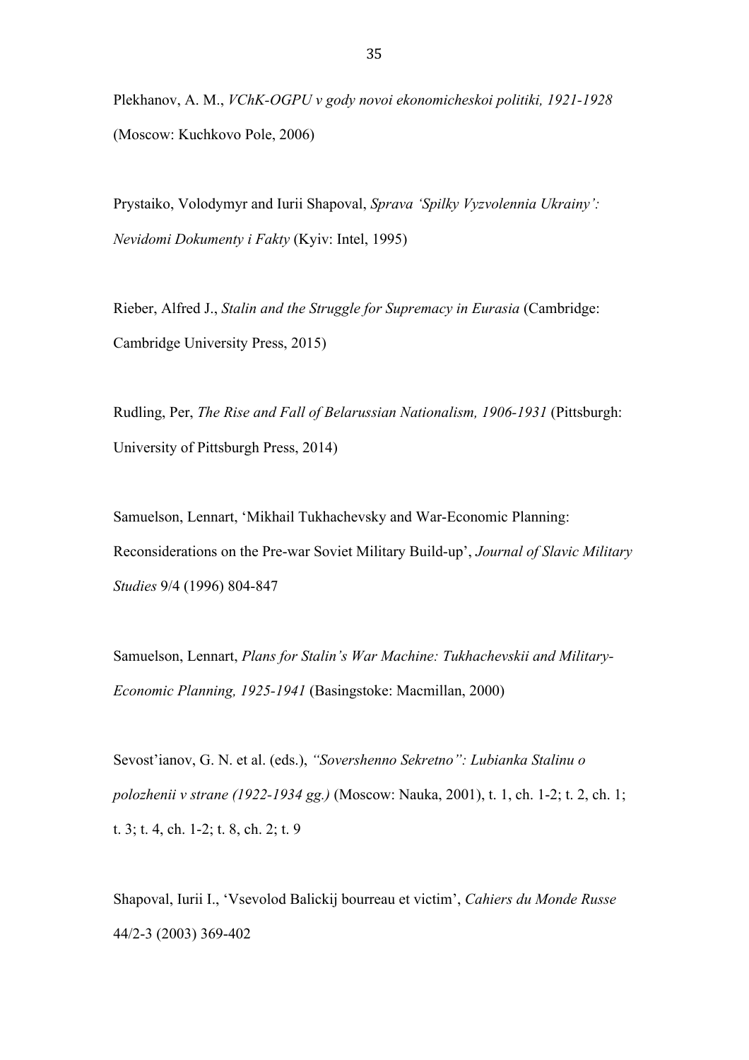Plekhanov, A. M., *VChK-OGPU v gody novoi ekonomicheskoi politiki, 1921-1928* (Moscow: Kuchkovo Pole, 2006)

Prystaiko, Volodymyr and Iurii Shapoval, *Sprava 'Spilky Vyzvolennia Ukrainy': Nevidomi Dokumenty i Fakty* (Kyiv: Intel, 1995)

Rieber, Alfred J., *Stalin and the Struggle for Supremacy in Eurasia* (Cambridge: Cambridge University Press, 2015)

Rudling, Per, *The Rise and Fall of Belarussian Nationalism, 1906-1931* (Pittsburgh: University of Pittsburgh Press, 2014)

Samuelson, Lennart, 'Mikhail Tukhachevsky and War-Economic Planning: Reconsiderations on the Pre-war Soviet Military Build-up', *Journal of Slavic Military Studies* 9/4 (1996) 804-847

Samuelson, Lennart, *Plans for Stalin's War Machine: Tukhachevskii and Military-Economic Planning, 1925-1941* (Basingstoke: Macmillan, 2000)

Sevost'ianov, G. N. et al. (eds.), *"Sovershenno Sekretno": Lubianka Stalinu o polozhenii v strane (1922-1934 gg.)* (Moscow: Nauka, 2001), t. 1, ch. 1-2; t. 2, ch. 1; t. 3; t. 4, ch. 1-2; t. 8, ch. 2; t. 9

Shapoval, Iurii I., 'Vsevolod Balickij bourreau et victim', *Cahiers du Monde Russe* 44/2-3 (2003) 369-402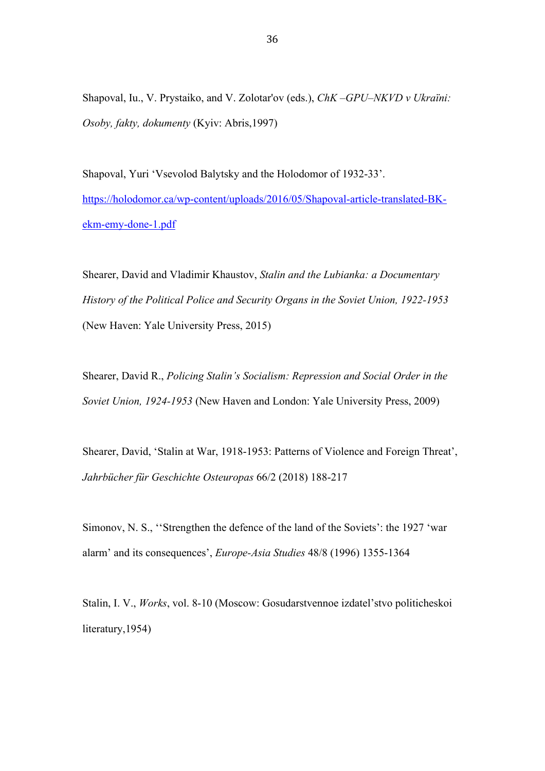Shapoval, Iu., V. Prystaiko, and V. Zolotar'ov (eds.), *ChK –GPU–NKVD v Ukraïni: Osoby, fakty, dokumenty* (Kyiv: Abris,1997)

Shapoval, Yuri 'Vsevolod Balytsky and the Holodomor of 1932-33'. [https://holodomor.ca/wp-content/uploads/2016/05/Shapoval-article-translated-BK-ekm-emy-done-1.pdf](https://holodomor.ca/wp-content/uploads/2016/05/Shapoval-article-translated-BK-ekm-emy-done-1.pdf)

Shearer, David and Vladimir Khaustov, *Stalin and the Lubianka: a Documentary History of the Political Police and Security Organs in the Soviet Union, 1922-1953* (New Haven: Yale University Press, 2015)

Shearer, David R., *Policing Stalin's Socialism: Repression and Social Order in the Soviet Union, 1924-1953* (New Haven and London: Yale University Press, 2009)

Shearer, David, 'Stalin at War, 1918-1953: Patterns of Violence and Foreign Threat', *Jahrbücher für Geschichte Osteuropas* 66/2 (2018) 188-217

Simonov, N. S., ''Strengthen the defence of the land of the Soviets': the 1927 'war alarm' and its consequences', *Europe-Asia Studies* 48/8 (1996) 1355-1364

Stalin, I. V., *Works*, vol. 8-10 (Moscow: Gosudarstvennoe izdatel'stvo politicheskoi literatury,1954)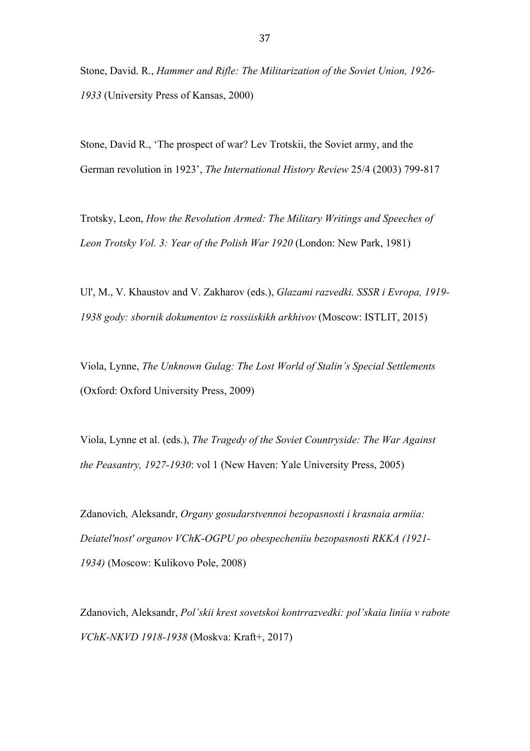Stone, David. R., *Hammer and Rifle: The Militarization of the Soviet Union, 1926-1933* (University Press of Kansas, 2000)

Stone, David R., 'The prospect of war? Lev Trotskii, the Soviet army, and the German revolution in 1923', *The International History Review* 25/4 (2003) 799-817

Trotsky, Leon, *How the Revolution Armed: The Military Writings and Speeches of Leon Trotsky Vol. 3: Year of the Polish War 1920* (London: New Park, 1981)

Ul', M., V. Khaustov and V. Zakharov (eds.), *Glazami razvedki. SSSR i Evropa, 1919-1938 gody: sbornik dokumentov iz rossiiskikh arkhivov* (Moscow: ISTLIT, 2015)

Viola, Lynne, *The Unknown Gulag: The Lost World of Stalin's Special Settlements* (Oxford: Oxford University Press, 2009)

Viola, Lynne et al. (eds.), *The Tragedy of the Soviet Countryside: The War Against the Peasantry, 1927-1930*: vol 1 (New Haven: Yale University Press, 2005)

Zdanovich*,* Aleksandr, *Organy gosudarstvennoi bezopasnosti i krasnaia armiia: Deiatel'nost' organov VChK-OGPU po obespecheniiu bezopasnosti RKKA (1921-1934)* (Moscow: Kulikovo Pole, 2008)

Zdanovich, Aleksandr, *Pol'skii krest sovetskoi kontrrazvedki: pol'skaia liniia v rabote VChK-NKVD 1918-1938* (Moskva: Kraft+, 2017)